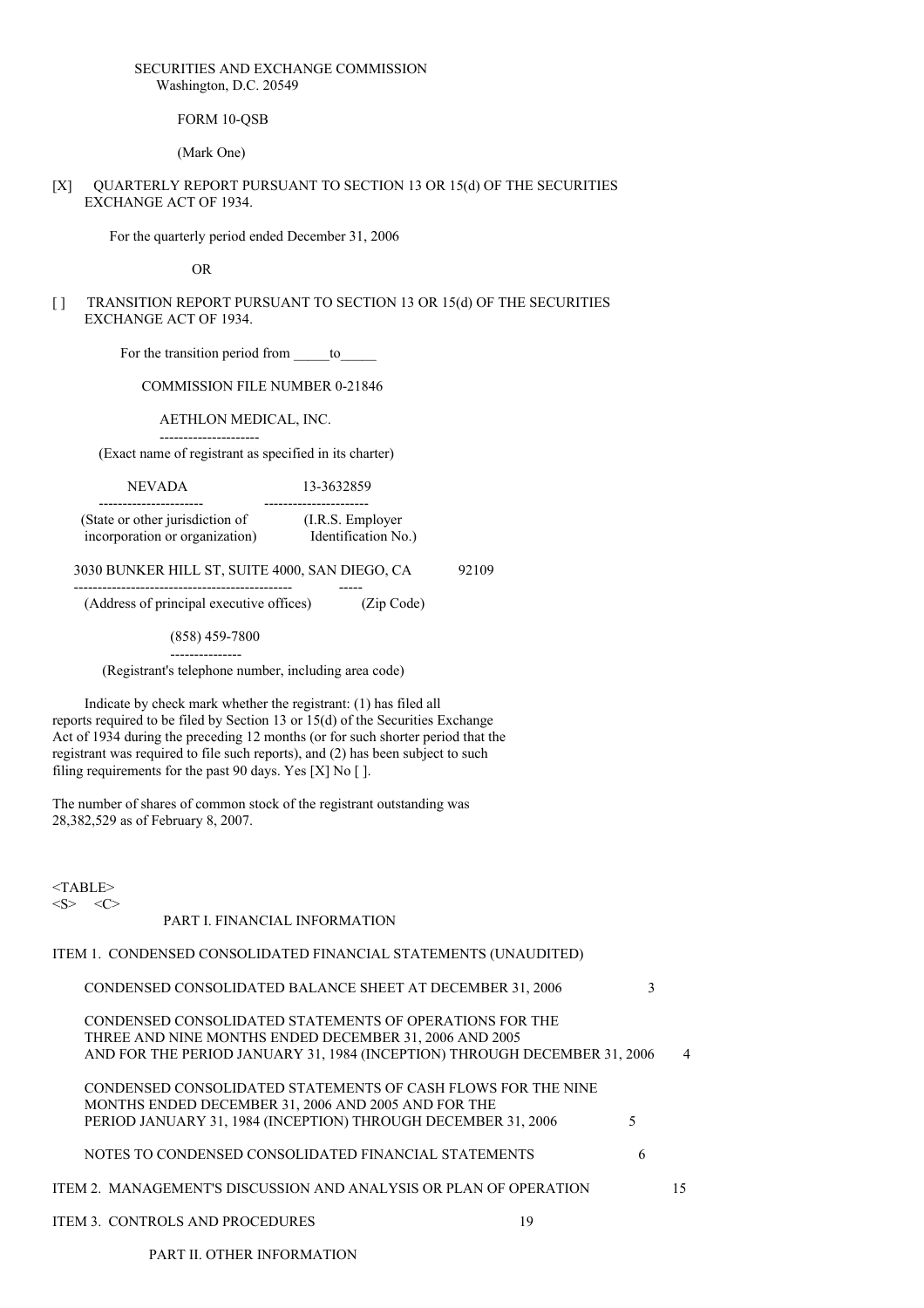SECURITIES AND EXCHANGE COMMISSION
Washington, D.C. 20549

FORM 10-QSB

(Mark One)

[X] QUARTERLY REPORT PURSUANT TO SECTION 13 OR 15(d) OF THE SECURITIES EXCHANGE ACT OF 1934.

For the quarterly period ended December 31, 2006

OR

[ ] TRANSITION REPORT PURSUANT TO SECTION 13 OR 15(d) OF THE SECURITIES EXCHANGE ACT OF 1934.

For the transition period from _____to_____

COMMISSION FILE NUMBER 0-21846

AETHLON MEDICAL, INC.

(Exact name of registrant as specified in its charter)

| NEVADA | 13-3632859 |
|---|---|
| (State or other jurisdiction of incorporation or organization) | (I.R.S. Employer Identification No.) |

| 3030 BUNKER HILL ST, SUITE 4000, SAN DIEGO, CA | 92109 |
|---|---|
| (Address of principal executive offices) | (Zip Code) |

(858) 459-7800

(Registrant's telephone number, including area code)

Indicate by check mark whether the registrant: (1) has filed all reports required to be filed by Section 13 or 15(d) of the Securities Exchange Act of 1934 during the preceding 12 months (or for such shorter period that the registrant was required to file such reports), and (2) has been subject to such filing requirements for the past 90 days. Yes [X] No [ ].

The number of shares of common stock of the registrant outstanding was 28,382,529 as of February 8, 2007.

| | |
|---|---|
| PART I. FINANCIAL INFORMATION | |
| ITEM 1. CONDENSED CONSOLIDATED FINANCIAL STATEMENTS (UNAUDITED) | |
| CONDENSED CONSOLIDATED BALANCE SHEET AT DECEMBER 31, 2006 | 3 |
| CONDENSED CONSOLIDATED STATEMENTS OF OPERATIONS FOR THE THREE AND NINE MONTHS ENDED DECEMBER 31, 2006 AND 2005 AND FOR THE PERIOD JANUARY 31, 1984 (INCEPTION) THROUGH DECEMBER 31, 2006 | 4 |
| CONDENSED CONSOLIDATED STATEMENTS OF CASH FLOWS FOR THE NINE MONTHS ENDED DECEMBER 31, 2006 AND 2005 AND FOR THE PERIOD JANUARY 31, 1984 (INCEPTION) THROUGH DECEMBER 31, 2006 | 5 |
| NOTES TO CONDENSED CONSOLIDATED FINANCIAL STATEMENTS | 6 |
| ITEM 2. MANAGEMENT'S DISCUSSION AND ANALYSIS OR PLAN OF OPERATION | 15 |
| ITEM 3. CONTROLS AND PROCEDURES | 19 |
| PART II. OTHER INFORMATION | |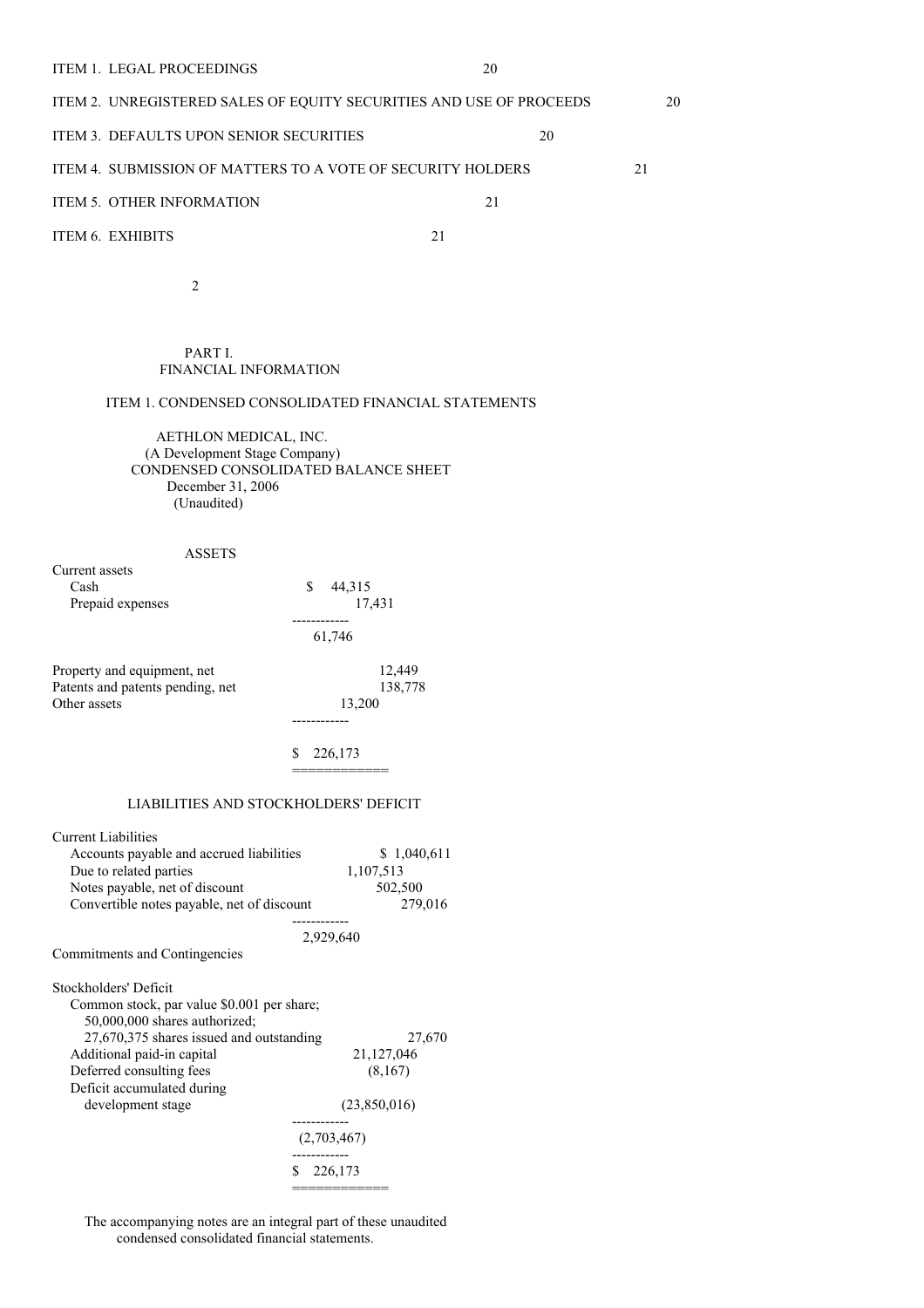| | |
|---|---|
| ITEM 1. LEGAL PROCEEDINGS | 20 |
| ITEM 2. UNREGISTERED SALES OF EQUITY SECURITIES AND USE OF PROCEEDS | 20 |
| ITEM 3. DEFAULTS UPON SENIOR SECURITIES | 20 |
| ITEM 4. SUBMISSION OF MATTERS TO A VOTE OF SECURITY HOLDERS | 21 |
| ITEM 5. OTHER INFORMATION | 21 |
| ITEM 6. EXHIBITS | 21 |

# PART I.
# FINANCIAL INFORMATION

## ITEM 1. CONDENSED CONSOLIDATED FINANCIAL STATEMENTS

AETHLON MEDICAL, INC.
(A Development Stage Company)
CONDENSED CONSOLIDATED BALANCE SHEET
December 31, 2006
(Unaudited)

| ASSETS | |
|---|---|
| Current assets | |
| Cash | $ 44,315 |
| Prepaid expenses | 17,431 |
| | 61,746 |
| Property and equipment, net | 12,449 |
| Patents and patents pending, net | 138,778 |
| Other assets | 13,200 |
| | $ 226,173 |

| LIABILITIES AND STOCKHOLDERS' DEFICIT | |
|---|---|
| Current Liabilities | |
| Accounts payable and accrued liabilities | $ 1,040,611 |
| Due to related parties | 1,107,513 |
| Notes payable, net of discount | 502,500 |
| Convertible notes payable, net of discount | 279,016 |
| | 2,929,640 |
| Commitments and Contingencies | |
| Stockholders' Deficit | |
| Common stock, par value $0.001 per share; 50,000,000 shares authorized; 27,670,375 shares issued and outstanding | 27,670 |
| Additional paid-in capital | 21,127,046 |
| Deferred consulting fees | (8,167) |
| Deficit accumulated during development stage | (23,850,016) |
| | (2,703,467) |
| | $ 226,173 |

The accompanying notes are an integral part of these unaudited condensed consolidated financial statements.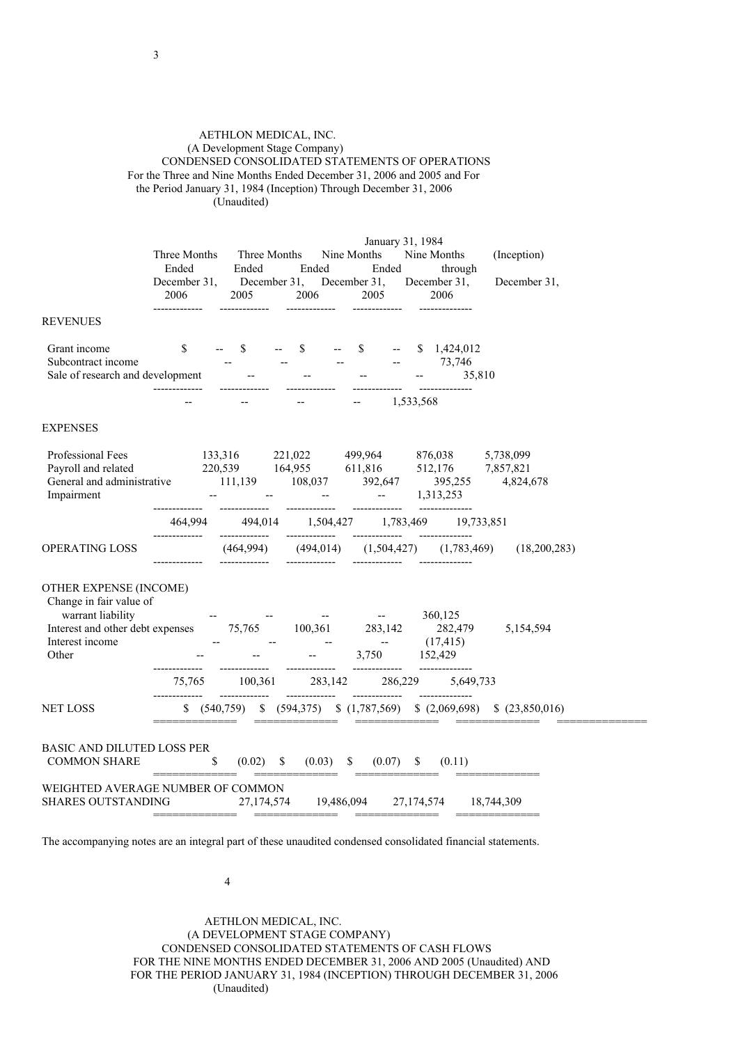AETHLON MEDICAL, INC.
(A Development Stage Company)
CONDENSED CONSOLIDATED STATEMENTS OF OPERATIONS
For the Three and Nine Months Ended December 31, 2006 and 2005 and For the Period January 31, 1984 (Inception) Through December 31, 2006
(Unaudited)

| | Three Months Ended December 31, 2006 | Three Months Ended December 31, 2005 | Nine Months Ended December 31, 2006 | Nine Months Ended December 31, 2005 | January 31, 1984 (Inception) through December 31, 2006 |
|---|---|---|---|---|---|
| **REVENUES** | | | | | |
| Grant income | $ -- | $ -- | $ -- | $ -- | $ 1,424,012 |
| Subcontract income | -- | -- | -- | -- | 73,746 |
| Sale of research and development | -- | -- | -- | -- | 35,810 |
| | -- | -- | -- | -- | 1,533,568 |
| **EXPENSES** | | | | | |
| Professional Fees | 133,316 | 221,022 | 499,964 | 876,038 | 5,738,099 |
| Payroll and related | 220,539 | 164,955 | 611,816 | 512,176 | 7,857,821 |
| General and administrative | 111,139 | 108,037 | 392,647 | 395,255 | 4,824,678 |
| Impairment | -- | -- | -- | -- | 1,313,253 |
| | 464,994 | 494,014 | 1,504,427 | 1,783,469 | 19,733,851 |
| **OPERATING LOSS** | (464,994) | (494,014) | (1,504,427) | (1,783,469) | (18,200,283) |
| **OTHER EXPENSE (INCOME)** | | | | | |
| Change in fair value of warrant liability | -- | -- | -- | -- | 360,125 |
| Interest and other debt expenses | 75,765 | 100,361 | 283,142 | 282,479 | 5,154,594 |
| Interest income | -- | -- | -- | -- | (17,415) |
| Other | -- | -- | -- | 3,750 | 152,429 |
| | 75,765 | 100,361 | 283,142 | 286,229 | 5,649,733 |
| **NET LOSS** | $ (540,759) | $ (594,375) | $ (1,787,569) | $ (2,069,698) | $ (23,850,016) |
| **BASIC AND DILUTED LOSS PER COMMON SHARE** | $ (0.02) | $ (0.03) | $ (0.07) | $ (0.11) | |
| **WEIGHTED AVERAGE NUMBER OF COMMON SHARES OUTSTANDING** | 27,174,574 | 19,486,094 | 27,174,574 | 18,744,309 | |

The accompanying notes are an integral part of these unaudited condensed consolidated financial statements.

AETHLON MEDICAL, INC.
(A DEVELOPMENT STAGE COMPANY)
CONDENSED CONSOLIDATED STATEMENTS OF CASH FLOWS
FOR THE NINE MONTHS ENDED DECEMBER 31, 2006 AND 2005 (Unaudited) AND FOR THE PERIOD JANUARY 31, 1984 (INCEPTION) THROUGH DECEMBER 31, 2006
(Unaudited)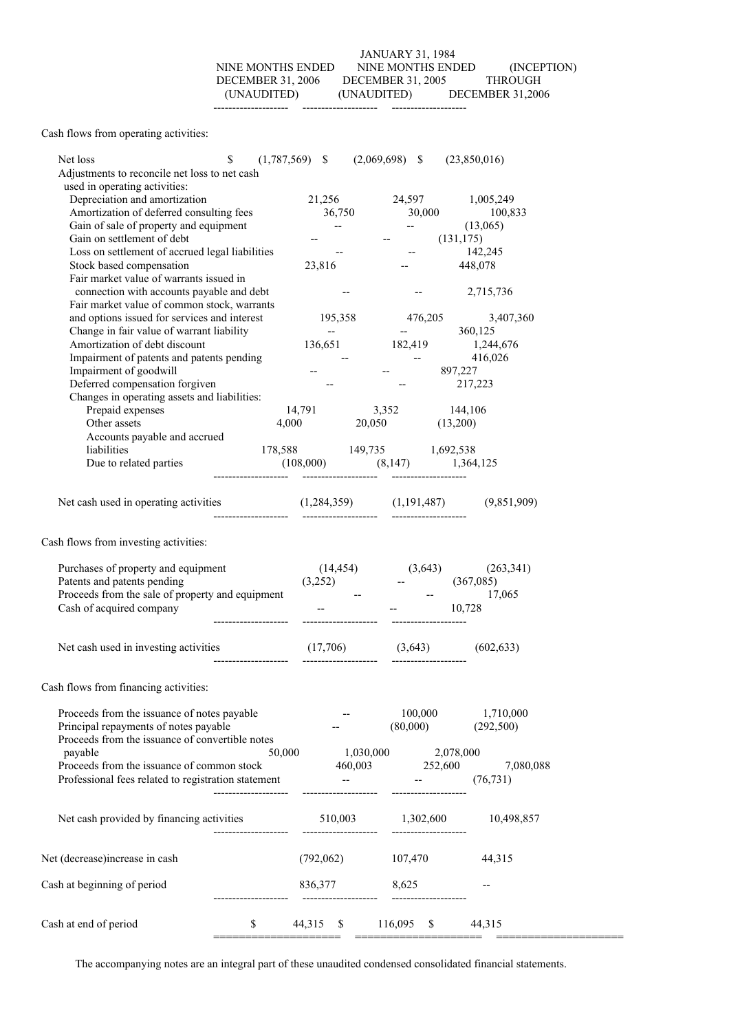| | NINE MONTHS ENDED DECEMBER 31, 2006 (UNAUDITED) | NINE MONTHS ENDED DECEMBER 31, 2005 (UNAUDITED) | JANUARY 31, 1984 (INCEPTION) THROUGH DECEMBER 31,2006 |
|---|---|---|---|
| Cash flows from operating activities: | | | |
| Net loss | $ (1,787,569) | $ (2,069,698) | $ (23,850,016) |
| Adjustments to reconcile net loss to net cash used in operating activities: | | | |
| Depreciation and amortization | 21,256 | 24,597 | 1,005,249 |
| Amortization of deferred consulting fees | 36,750 | 30,000 | 100,833 |
| Gain of sale of property and equipment | -- | -- | (13,065) |
| Gain on settlement of debt | -- | -- | (131,175) |
| Loss on settlement of accrued legal liabilities | -- | -- | 142,245 |
| Stock based compensation | 23,816 | -- | 448,078 |
| Fair market value of warrants issued in connection with accounts payable and debt | -- | -- | 2,715,736 |
| Fair market value of common stock, warrants and options issued for services and interest | 195,358 | 476,205 | 3,407,360 |
| Change in fair value of warrant liability | -- | -- | 360,125 |
| Amortization of debt discount | 136,651 | 182,419 | 1,244,676 |
| Impairment of patents and patents pending | -- | -- | 416,026 |
| Impairment of goodwill | -- | -- | 897,227 |
| Deferred compensation forgiven | -- | -- | 217,223 |
| Changes in operating assets and liabilities: | | | |
| Prepaid expenses | 14,791 | 3,352 | 144,106 |
| Other assets | 4,000 | 20,050 | (13,200) |
| Accounts payable and accrued liabilities | 178,588 | 149,735 | 1,692,538 |
| Due to related parties | (108,000) | (8,147) | 1,364,125 |
| Net cash used in operating activities | (1,284,359) | (1,191,487) | (9,851,909) |
| Cash flows from investing activities: | | | |
| Purchases of property and equipment | (14,454) | (3,643) | (263,341) |
| Patents and patents pending | (3,252) | -- | (367,085) |
| Proceeds from the sale of property and equipment | -- | -- | 17,065 |
| Cash of acquired company | -- | -- | 10,728 |
| Net cash used in investing activities | (17,706) | (3,643) | (602,633) |
| Cash flows from financing activities: | | | |
| Proceeds from the issuance of notes payable | -- | 100,000 | 1,710,000 |
| Principal repayments of notes payable | -- | (80,000) | (292,500) |
| Proceeds from the issuance of convertible notes payable | 50,000 | 1,030,000 | 2,078,000 |
| Proceeds from the issuance of common stock | 460,003 | 252,600 | 7,080,088 |
| Professional fees related to registration statement | -- | -- | (76,731) |
| Net cash provided by financing activities | 510,003 | 1,302,600 | 10,498,857 |
| Net (decrease)increase in cash | (792,062) | 107,470 | 44,315 |
| Cash at beginning of period | 836,377 | 8,625 | -- |
| Cash at end of period | $ 44,315 | $ 116,095 | $ 44,315 |

The accompanying notes are an integral part of these unaudited condensed consolidated financial statements.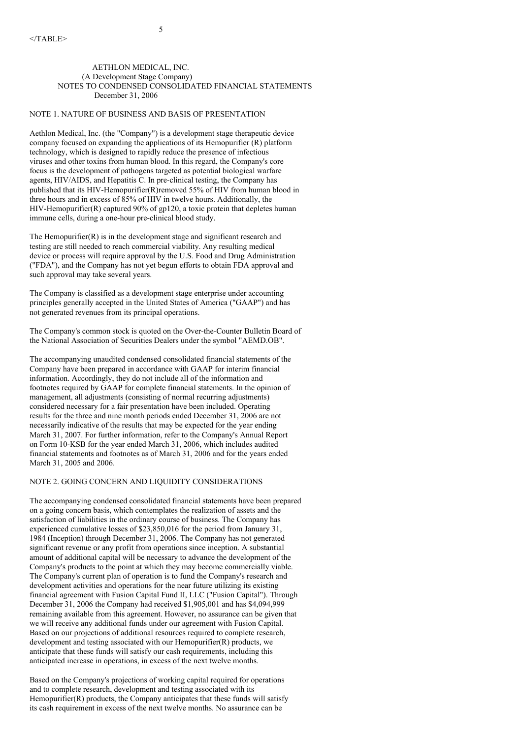AETHLON MEDICAL, INC.
(A Development Stage Company)
NOTES TO CONDENSED CONSOLIDATED FINANCIAL STATEMENTS
December 31, 2006

## NOTE 1. NATURE OF BUSINESS AND BASIS OF PRESENTATION

Aethlon Medical, Inc. (the "Company") is a development stage therapeutic device company focused on expanding the applications of its Hemopurifier (R) platform technology, which is designed to rapidly reduce the presence of infectious viruses and other toxins from human blood. In this regard, the Company's core focus is the development of pathogens targeted as potential biological warfare agents, HIV/AIDS, and Hepatitis C. In pre-clinical testing, the Company has published that its HIV-Hemopurifier(R)removed 55% of HIV from human blood in three hours and in excess of 85% of HIV in twelve hours. Additionally, the HIV-Hemopurifier(R) captured 90% of gp120, a toxic protein that depletes human immune cells, during a one-hour pre-clinical blood study.

The Hemopurifier(R) is in the development stage and significant research and testing are still needed to reach commercial viability. Any resulting medical device or process will require approval by the U.S. Food and Drug Administration ("FDA"), and the Company has not yet begun efforts to obtain FDA approval and such approval may take several years.

The Company is classified as a development stage enterprise under accounting principles generally accepted in the United States of America ("GAAP") and has not generated revenues from its principal operations.

The Company's common stock is quoted on the Over-the-Counter Bulletin Board of the National Association of Securities Dealers under the symbol "AEMD.OB".

The accompanying unaudited condensed consolidated financial statements of the Company have been prepared in accordance with GAAP for interim financial information. Accordingly, they do not include all of the information and footnotes required by GAAP for complete financial statements. In the opinion of management, all adjustments (consisting of normal recurring adjustments) considered necessary for a fair presentation have been included. Operating results for the three and nine month periods ended December 31, 2006 are not necessarily indicative of the results that may be expected for the year ending March 31, 2007. For further information, refer to the Company's Annual Report on Form 10-KSB for the year ended March 31, 2006, which includes audited financial statements and footnotes as of March 31, 2006 and for the years ended March 31, 2005 and 2006.

## NOTE 2. GOING CONCERN AND LIQUIDITY CONSIDERATIONS

The accompanying condensed consolidated financial statements have been prepared on a going concern basis, which contemplates the realization of assets and the satisfaction of liabilities in the ordinary course of business. The Company has experienced cumulative losses of $23,850,016 for the period from January 31, 1984 (Inception) through December 31, 2006. The Company has not generated significant revenue or any profit from operations since inception. A substantial amount of additional capital will be necessary to advance the development of the Company's products to the point at which they may become commercially viable. The Company's current plan of operation is to fund the Company's research and development activities and operations for the near future utilizing its existing financial agreement with Fusion Capital Fund II, LLC ("Fusion Capital"). Through December 31, 2006 the Company had received $1,905,001 and has $4,094,999 remaining available from this agreement. However, no assurance can be given that we will receive any additional funds under our agreement with Fusion Capital. Based on our projections of additional resources required to complete research, development and testing associated with our Hemopurifier(R) products, we anticipate that these funds will satisfy our cash requirements, including this anticipated increase in operations, in excess of the next twelve months.

Based on the Company's projections of working capital required for operations and to complete research, development and testing associated with its Hemopurifier(R) products, the Company anticipates that these funds will satisfy its cash requirement in excess of the next twelve months. No assurance can be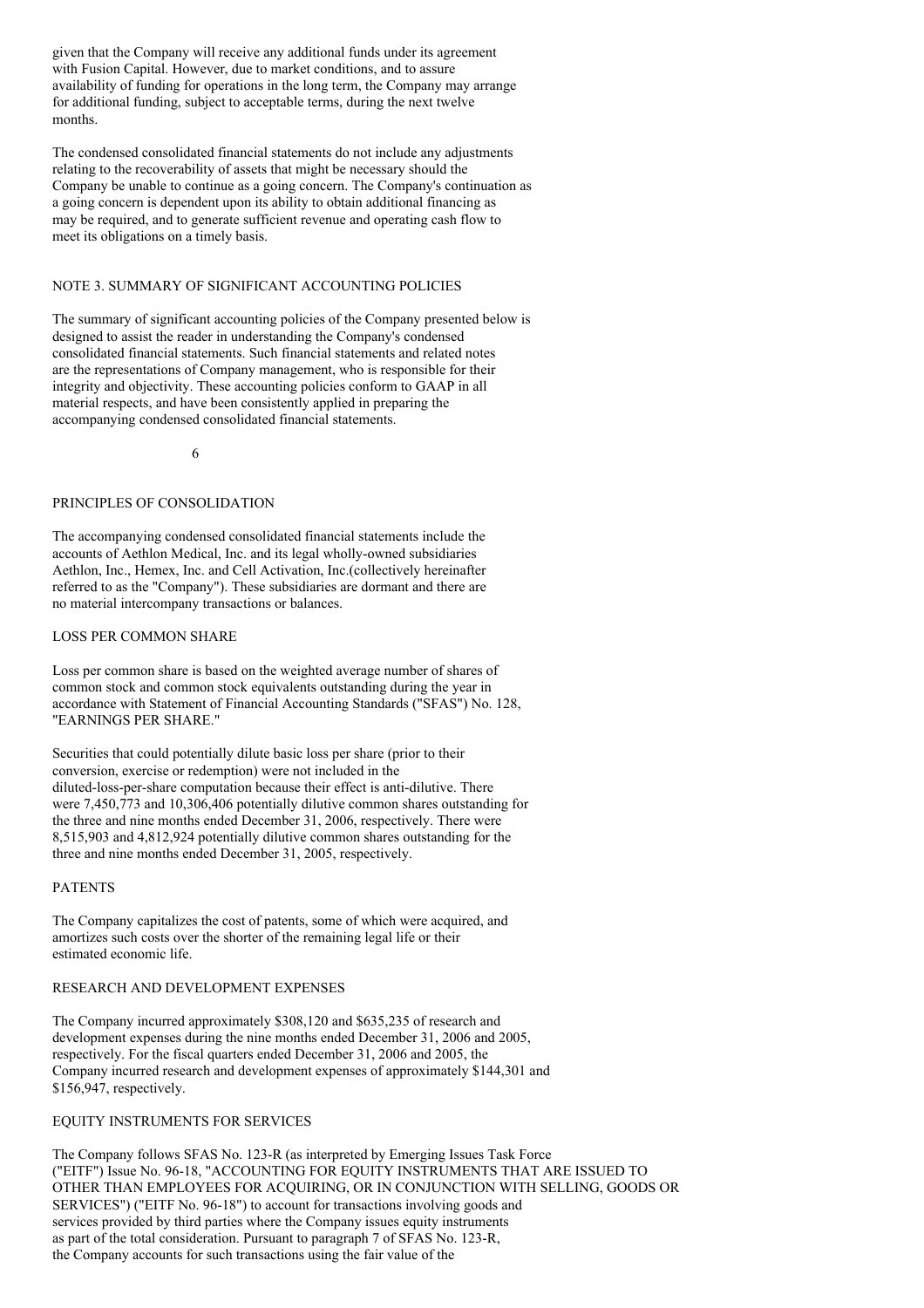given that the Company will receive any additional funds under its agreement with Fusion Capital. However, due to market conditions, and to assure availability of funding for operations in the long term, the Company may arrange for additional funding, subject to acceptable terms, during the next twelve months.

The condensed consolidated financial statements do not include any adjustments relating to the recoverability of assets that might be necessary should the Company be unable to continue as a going concern. The Company's continuation as a going concern is dependent upon its ability to obtain additional financing as may be required, and to generate sufficient revenue and operating cash flow to meet its obligations on a timely basis.

## NOTE 3. SUMMARY OF SIGNIFICANT ACCOUNTING POLICIES

The summary of significant accounting policies of the Company presented below is designed to assist the reader in understanding the Company's condensed consolidated financial statements. Such financial statements and related notes are the representations of Company management, who is responsible for their integrity and objectivity. These accounting policies conform to GAAP in all material respects, and have been consistently applied in preparing the accompanying condensed consolidated financial statements.

### PRINCIPLES OF CONSOLIDATION

The accompanying condensed consolidated financial statements include the accounts of Aethlon Medical, Inc. and its legal wholly-owned subsidiaries Aethlon, Inc., Hemex, Inc. and Cell Activation, Inc.(collectively hereinafter referred to as the "Company"). These subsidiaries are dormant and there are no material intercompany transactions or balances.

### LOSS PER COMMON SHARE

Loss per common share is based on the weighted average number of shares of common stock and common stock equivalents outstanding during the year in accordance with Statement of Financial Accounting Standards ("SFAS") No. 128, "EARNINGS PER SHARE."

Securities that could potentially dilute basic loss per share (prior to their conversion, exercise or redemption) were not included in the diluted-loss-per-share computation because their effect is anti-dilutive. There were 7,450,773 and 10,306,406 potentially dilutive common shares outstanding for the three and nine months ended December 31, 2006, respectively. There were 8,515,903 and 4,812,924 potentially dilutive common shares outstanding for the three and nine months ended December 31, 2005, respectively.

### PATENTS

The Company capitalizes the cost of patents, some of which were acquired, and amortizes such costs over the shorter of the remaining legal life or their estimated economic life.

### RESEARCH AND DEVELOPMENT EXPENSES

The Company incurred approximately $308,120 and $635,235 of research and development expenses during the nine months ended December 31, 2006 and 2005, respectively. For the fiscal quarters ended December 31, 2006 and 2005, the Company incurred research and development expenses of approximately $144,301 and $156,947, respectively.

### EQUITY INSTRUMENTS FOR SERVICES

The Company follows SFAS No. 123-R (as interpreted by Emerging Issues Task Force ("EITF") Issue No. 96-18, "ACCOUNTING FOR EQUITY INSTRUMENTS THAT ARE ISSUED TO OTHER THAN EMPLOYEES FOR ACQUIRING, OR IN CONJUNCTION WITH SELLING, GOODS OR SERVICES") ("EITF No. 96-18") to account for transactions involving goods and services provided by third parties where the Company issues equity instruments as part of the total consideration. Pursuant to paragraph 7 of SFAS No. 123-R, the Company accounts for such transactions using the fair value of the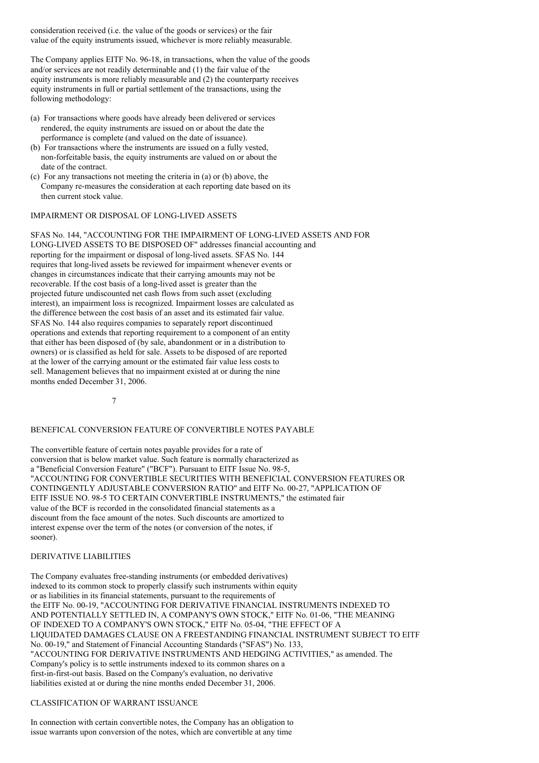consideration received (i.e. the value of the goods or services) or the fair value of the equity instruments issued, whichever is more reliably measurable.

The Company applies EITF No. 96-18, in transactions, when the value of the goods and/or services are not readily determinable and (1) the fair value of the equity instruments is more reliably measurable and (2) the counterparty receives equity instruments in full or partial settlement of the transactions, using the following methodology:

(a) For transactions where goods have already been delivered or services rendered, the equity instruments are issued on or about the date the performance is complete (and valued on the date of issuance).
(b) For transactions where the instruments are issued on a fully vested, non-forfeitable basis, the equity instruments are valued on or about the date of the contract.
(c) For any transactions not meeting the criteria in (a) or (b) above, the Company re-measures the consideration at each reporting date based on its then current stock value.

## IMPAIRMENT OR DISPOSAL OF LONG-LIVED ASSETS

SFAS No. 144, "ACCOUNTING FOR THE IMPAIRMENT OF LONG-LIVED ASSETS AND FOR LONG-LIVED ASSETS TO BE DISPOSED OF" addresses financial accounting and reporting for the impairment or disposal of long-lived assets. SFAS No. 144 requires that long-lived assets be reviewed for impairment whenever events or changes in circumstances indicate that their carrying amounts may not be recoverable. If the cost basis of a long-lived asset is greater than the projected future undiscounted net cash flows from such asset (excluding interest), an impairment loss is recognized. Impairment losses are calculated as the difference between the cost basis of an asset and its estimated fair value. SFAS No. 144 also requires companies to separately report discontinued operations and extends that reporting requirement to a component of an entity that either has been disposed of (by sale, abandonment or in a distribution to owners) or is classified as held for sale. Assets to be disposed of are reported at the lower of the carrying amount or the estimated fair value less costs to sell. Management believes that no impairment existed at or during the nine months ended December 31, 2006.

## BENEFICAL CONVERSION FEATURE OF CONVERTIBLE NOTES PAYABLE

The convertible feature of certain notes payable provides for a rate of conversion that is below market value. Such feature is normally characterized as a "Beneficial Conversion Feature" ("BCF"). Pursuant to EITF Issue No. 98-5, "ACCOUNTING FOR CONVERTIBLE SECURITIES WITH BENEFICIAL CONVERSION FEATURES OR CONTINGENTLY ADJUSTABLE CONVERSION RATIO" and EITF No. 00-27, "APPLICATION OF EITF ISSUE NO. 98-5 TO CERTAIN CONVERTIBLE INSTRUMENTS," the estimated fair value of the BCF is recorded in the consolidated financial statements as a discount from the face amount of the notes. Such discounts are amortized to interest expense over the term of the notes (or conversion of the notes, if sooner).

## DERIVATIVE LIABILITIES

The Company evaluates free-standing instruments (or embedded derivatives) indexed to its common stock to properly classify such instruments within equity or as liabilities in its financial statements, pursuant to the requirements of the EITF No. 00-19, "ACCOUNTING FOR DERIVATIVE FINANCIAL INSTRUMENTS INDEXED TO AND POTENTIALLY SETTLED IN, A COMPANY'S OWN STOCK," EITF No. 01-06, "THE MEANING OF INDEXED TO A COMPANY'S OWN STOCK," EITF No. 05-04, "THE EFFECT OF A LIQUIDATED DAMAGES CLAUSE ON A FREESTANDING FINANCIAL INSTRUMENT SUBJECT TO EITF No. 00-19," and Statement of Financial Accounting Standards ("SFAS") No. 133, "ACCOUNTING FOR DERIVATIVE INSTRUMENTS AND HEDGING ACTIVITIES," as amended. The Company's policy is to settle instruments indexed to its common shares on a first-in-first-out basis. Based on the Company's evaluation, no derivative liabilities existed at or during the nine months ended December 31, 2006.

## CLASSIFICATION OF WARRANT ISSUANCE

In connection with certain convertible notes, the Company has an obligation to issue warrants upon conversion of the notes, which are convertible at any time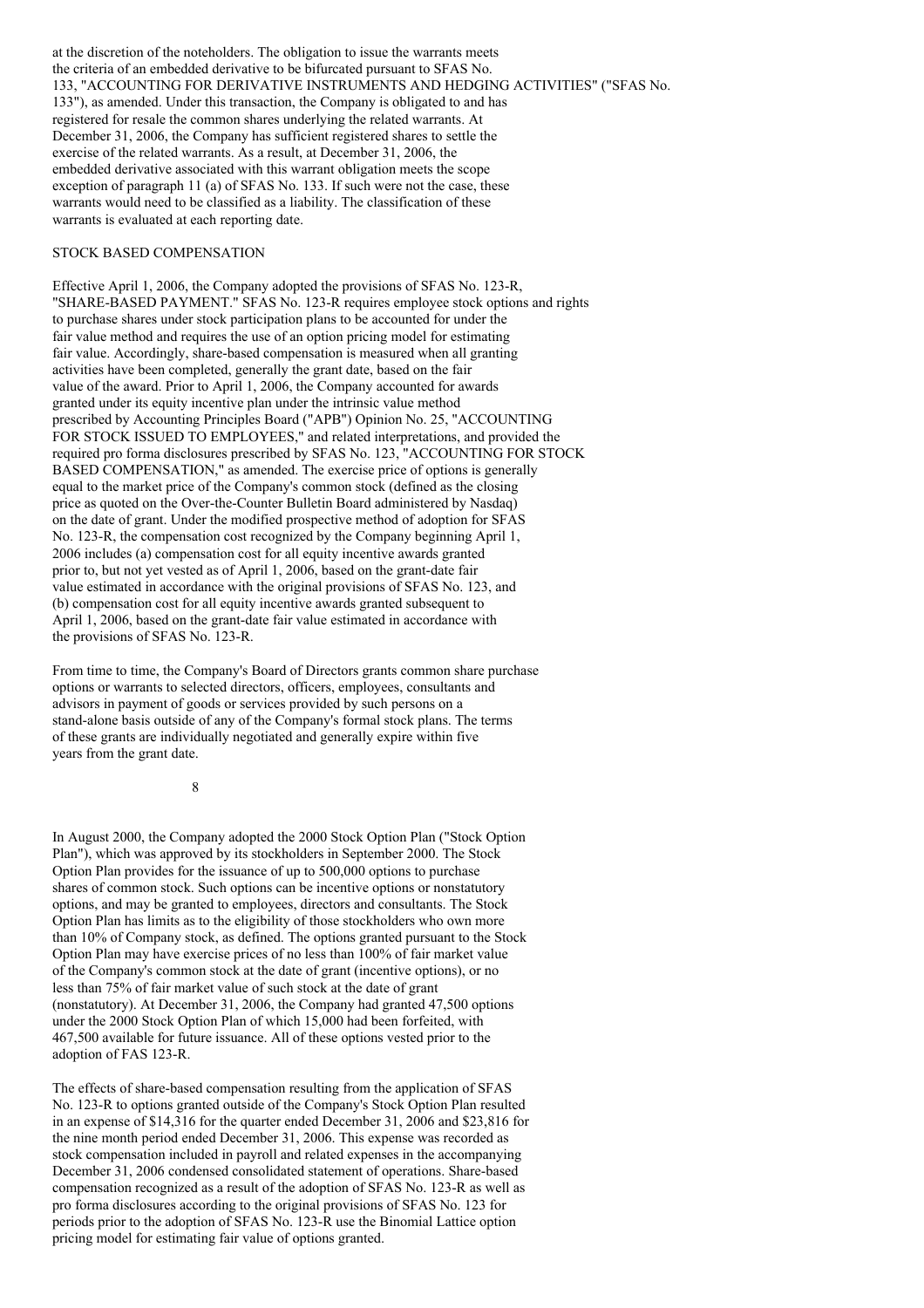at the discretion of the noteholders. The obligation to issue the warrants meets the criteria of an embedded derivative to be bifurcated pursuant to SFAS No. 133, "ACCOUNTING FOR DERIVATIVE INSTRUMENTS AND HEDGING ACTIVITIES" ("SFAS No. 133"), as amended. Under this transaction, the Company is obligated to and has registered for resale the common shares underlying the related warrants. At December 31, 2006, the Company has sufficient registered shares to settle the exercise of the related warrants. As a result, at December 31, 2006, the embedded derivative associated with this warrant obligation meets the scope exception of paragraph 11 (a) of SFAS No. 133. If such were not the case, these warrants would need to be classified as a liability. The classification of these warrants is evaluated at each reporting date.

STOCK BASED COMPENSATION

Effective April 1, 2006, the Company adopted the provisions of SFAS No. 123-R, "SHARE-BASED PAYMENT." SFAS No. 123-R requires employee stock options and rights to purchase shares under stock participation plans to be accounted for under the fair value method and requires the use of an option pricing model for estimating fair value. Accordingly, share-based compensation is measured when all granting activities have been completed, generally the grant date, based on the fair value of the award. Prior to April 1, 2006, the Company accounted for awards granted under its equity incentive plan under the intrinsic value method prescribed by Accounting Principles Board ("APB") Opinion No. 25, "ACCOUNTING FOR STOCK ISSUED TO EMPLOYEES," and related interpretations, and provided the required pro forma disclosures prescribed by SFAS No. 123, "ACCOUNTING FOR STOCK BASED COMPENSATION," as amended. The exercise price of options is generally equal to the market price of the Company's common stock (defined as the closing price as quoted on the Over-the-Counter Bulletin Board administered by Nasdaq) on the date of grant. Under the modified prospective method of adoption for SFAS No. 123-R, the compensation cost recognized by the Company beginning April 1, 2006 includes (a) compensation cost for all equity incentive awards granted prior to, but not yet vested as of April 1, 2006, based on the grant-date fair value estimated in accordance with the original provisions of SFAS No. 123, and (b) compensation cost for all equity incentive awards granted subsequent to April 1, 2006, based on the grant-date fair value estimated in accordance with the provisions of SFAS No. 123-R.

From time to time, the Company's Board of Directors grants common share purchase options or warrants to selected directors, officers, employees, consultants and advisors in payment of goods or services provided by such persons on a stand-alone basis outside of any of the Company's formal stock plans. The terms of these grants are individually negotiated and generally expire within five years from the grant date.

In August 2000, the Company adopted the 2000 Stock Option Plan ("Stock Option Plan"), which was approved by its stockholders in September 2000. The Stock Option Plan provides for the issuance of up to 500,000 options to purchase shares of common stock. Such options can be incentive options or nonstatutory options, and may be granted to employees, directors and consultants. The Stock Option Plan has limits as to the eligibility of those stockholders who own more than 10% of Company stock, as defined. The options granted pursuant to the Stock Option Plan may have exercise prices of no less than 100% of fair market value of the Company's common stock at the date of grant (incentive options), or no less than 75% of fair market value of such stock at the date of grant (nonstatutory). At December 31, 2006, the Company had granted 47,500 options under the 2000 Stock Option Plan of which 15,000 had been forfeited, with 467,500 available for future issuance. All of these options vested prior to the adoption of FAS 123-R.

The effects of share-based compensation resulting from the application of SFAS No. 123-R to options granted outside of the Company's Stock Option Plan resulted in an expense of $14,316 for the quarter ended December 31, 2006 and $23,816 for the nine month period ended December 31, 2006. This expense was recorded as stock compensation included in payroll and related expenses in the accompanying December 31, 2006 condensed consolidated statement of operations. Share-based compensation recognized as a result of the adoption of SFAS No. 123-R as well as pro forma disclosures according to the original provisions of SFAS No. 123 for periods prior to the adoption of SFAS No. 123-R use the Binomial Lattice option pricing model for estimating fair value of options granted.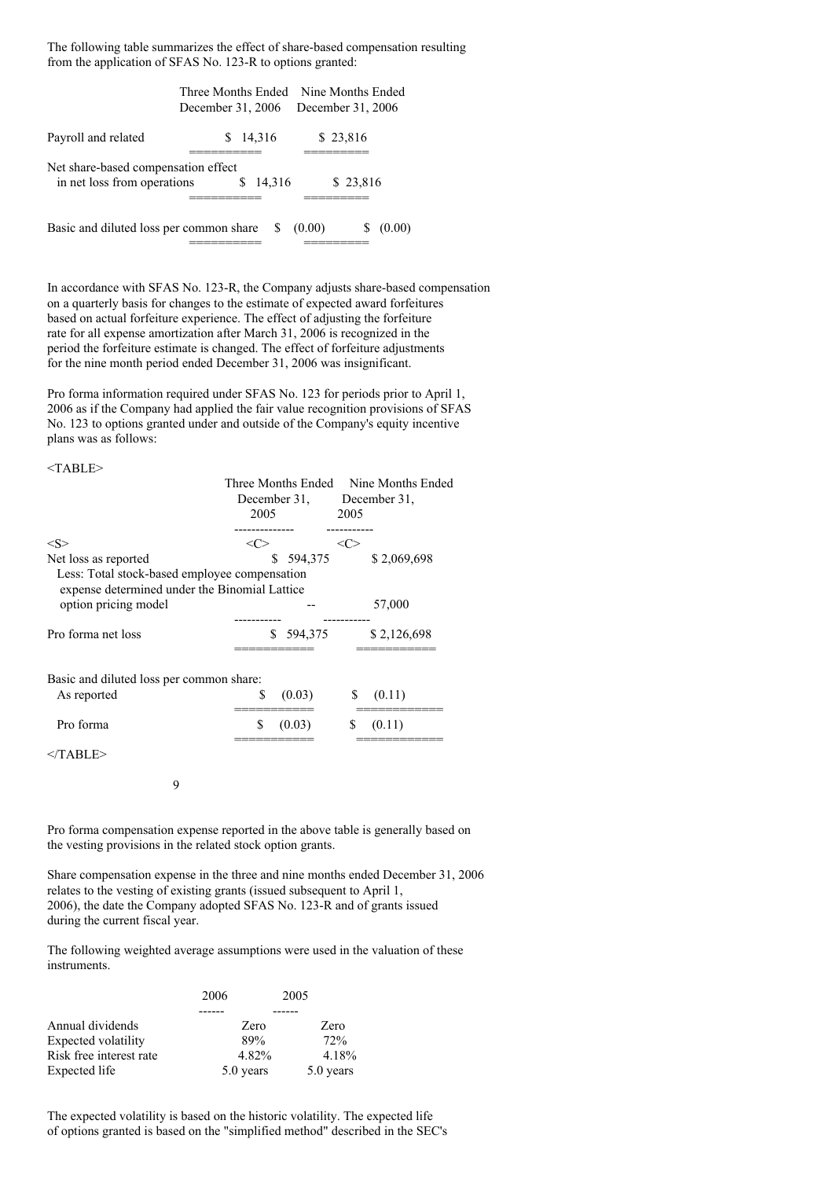The following table summarizes the effect of share-based compensation resulting from the application of SFAS No. 123-R to options granted:

| | Three Months Ended December 31, 2006 | Nine Months Ended December 31, 2006 |
|---|---|---|
| Payroll and related | $ 14,316 | $ 23,816 |
| Net share-based compensation effect in net loss from operations | $ 14,316 | $ 23,816 |
| Basic and diluted loss per common share | $ (0.00) | $ (0.00) |

In accordance with SFAS No. 123-R, the Company adjusts share-based compensation on a quarterly basis for changes to the estimate of expected award forfeitures based on actual forfeiture experience. The effect of adjusting the forfeiture rate for all expense amortization after March 31, 2006 is recognized in the period the forfeiture estimate is changed. The effect of forfeiture adjustments for the nine month period ended December 31, 2006 was insignificant.

Pro forma information required under SFAS No. 123 for periods prior to April 1, 2006 as if the Company had applied the fair value recognition provisions of SFAS No. 123 to options granted under and outside of the Company's equity incentive plans was as follows:

| | Three Months Ended December 31, 2005 | Nine Months Ended December 31, 2005 |
|---|---|---|
| Net loss as reported | $ 594,375 | $ 2,069,698 |
| Less: Total stock-based employee compensation expense determined under the Binomial Lattice option pricing model | -- | 57,000 |
| Pro forma net loss | $ 594,375 | $ 2,126,698 |
| Basic and diluted loss per common share: | | |
| As reported | $ (0.03) | $ (0.11) |
| Pro forma | $ (0.03) | $ (0.11) |

Pro forma compensation expense reported in the above table is generally based on the vesting provisions in the related stock option grants.

Share compensation expense in the three and nine months ended December 31, 2006 relates to the vesting of existing grants (issued subsequent to April 1, 2006), the date the Company adopted SFAS No. 123-R and of grants issued during the current fiscal year.

The following weighted average assumptions were used in the valuation of these instruments.

| | 2006 | 2005 |
|---|---|---|
| Annual dividends | Zero | Zero |
| Expected volatility | 89% | 72% |
| Risk free interest rate | 4.82% | 4.18% |
| Expected life | 5.0 years | 5.0 years |

The expected volatility is based on the historic volatility. The expected life of options granted is based on the "simplified method" described in the SEC's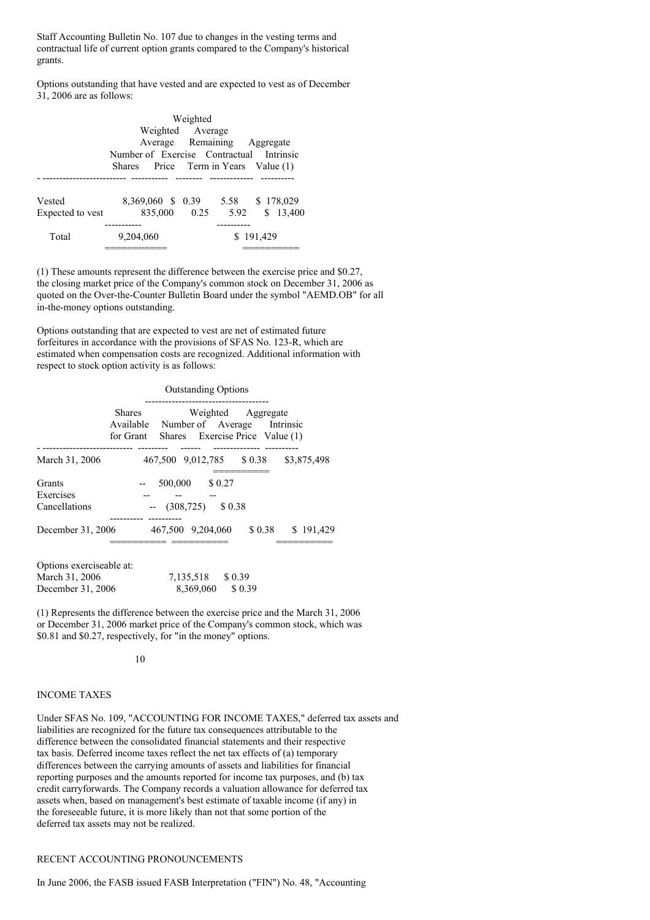Staff Accounting Bulletin No. 107 due to changes in the vesting terms and contractual life of current option grants compared to the Company's historical grants.

Options outstanding that have vested and are expected to vest as of December 31, 2006 are as follows:

| | Number of Shares | Weighted Average Exercise Price | Weighted Average Remaining Contractual Term in Years | Aggregate Intrinsic Value (1) |
|---|---|---|---|---|
| Vested | 8,369,060 | $ 0.39 | 5.58 | $ 178,029 |
| Expected to vest | 835,000 | 0.25 | 5.92 | $ 13,400 |
| Total | 9,204,060 | | | $ 191,429 |

(1) These amounts represent the difference between the exercise price and $0.27, the closing market price of the Company's common stock on December 31, 2006 as quoted on the Over-the-Counter Bulletin Board under the symbol "AEMD.OB" for all in-the-money options outstanding.

Options outstanding that are expected to vest are net of estimated future forfeitures in accordance with the provisions of SFAS No. 123-R, which are estimated when compensation costs are recognized. Additional information with respect to stock option activity is as follows:

| | Shares Available for Grant | Outstanding Options | | |
|---|---|---|---|---|
| | | Number of Shares | Weighted Average Exercise Price | Aggregate Intrinsic Value (1) |
| March 31, 2006 | 467,500 | 9,012,785 | $ 0.38 | $3,875,498 |
| Grants | -- | 500,000 | $ 0.27 | |
| Exercises | -- | -- | -- | |
| Cancellations | -- | (308,725) | $ 0.38 | |
| December 31, 2006 | 467,500 | 9,204,060 | $ 0.38 | $ 191,429 |

| Options exerciseable at: | | |
|---|---|---|
| March 31, 2006 | 7,135,518 | $ 0.39 |
| December 31, 2006 | 8,369,060 | $ 0.39 |

(1) Represents the difference between the exercise price and the March 31, 2006 or December 31, 2006 market price of the Company's common stock, which was $0.81 and $0.27, respectively, for "in the money" options.

## INCOME TAXES

Under SFAS No. 109, "ACCOUNTING FOR INCOME TAXES," deferred tax assets and liabilities are recognized for the future tax consequences attributable to the difference between the consolidated financial statements and their respective tax basis. Deferred income taxes reflect the net tax effects of (a) temporary differences between the carrying amounts of assets and liabilities for financial reporting purposes and the amounts reported for income tax purposes, and (b) tax credit carryforwards. The Company records a valuation allowance for deferred tax assets when, based on management's best estimate of taxable income (if any) in the foreseeable future, it is more likely than not that some portion of the deferred tax assets may not be realized.

## RECENT ACCOUNTING PRONOUNCEMENTS

In June 2006, the FASB issued FASB Interpretation ("FIN") No. 48, "Accounting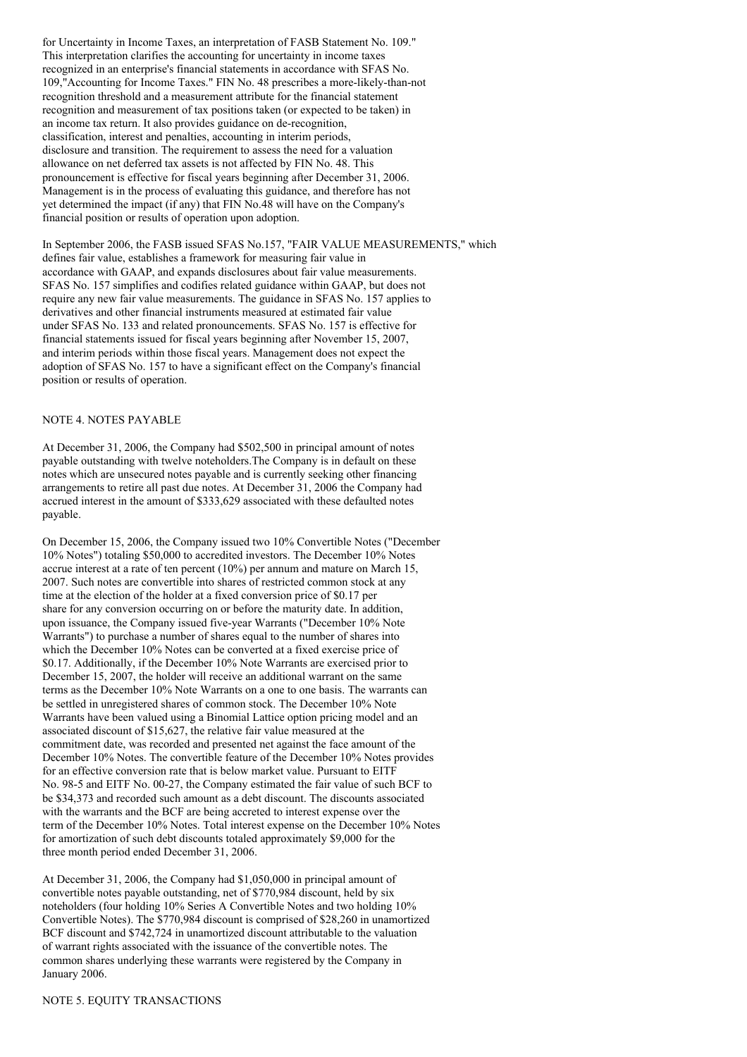for Uncertainty in Income Taxes, an interpretation of FASB Statement No. 109." This interpretation clarifies the accounting for uncertainty in income taxes recognized in an enterprise's financial statements in accordance with SFAS No. 109,"Accounting for Income Taxes." FIN No. 48 prescribes a more-likely-than-not recognition threshold and a measurement attribute for the financial statement recognition and measurement of tax positions taken (or expected to be taken) in an income tax return. It also provides guidance on de-recognition, classification, interest and penalties, accounting in interim periods, disclosure and transition. The requirement to assess the need for a valuation allowance on net deferred tax assets is not affected by FIN No. 48. This pronouncement is effective for fiscal years beginning after December 31, 2006. Management is in the process of evaluating this guidance, and therefore has not yet determined the impact (if any) that FIN No.48 will have on the Company's financial position or results of operation upon adoption.

In September 2006, the FASB issued SFAS No.157, "FAIR VALUE MEASUREMENTS," which defines fair value, establishes a framework for measuring fair value in accordance with GAAP, and expands disclosures about fair value measurements. SFAS No. 157 simplifies and codifies related guidance within GAAP, but does not require any new fair value measurements. The guidance in SFAS No. 157 applies to derivatives and other financial instruments measured at estimated fair value under SFAS No. 133 and related pronouncements. SFAS No. 157 is effective for financial statements issued for fiscal years beginning after November 15, 2007, and interim periods within those fiscal years. Management does not expect the adoption of SFAS No. 157 to have a significant effect on the Company's financial position or results of operation.

## NOTE 4. NOTES PAYABLE

At December 31, 2006, the Company had $502,500 in principal amount of notes payable outstanding with twelve noteholders.The Company is in default on these notes which are unsecured notes payable and is currently seeking other financing arrangements to retire all past due notes. At December 31, 2006 the Company had accrued interest in the amount of $333,629 associated with these defaulted notes payable.

On December 15, 2006, the Company issued two 10% Convertible Notes ("December 10% Notes") totaling $50,000 to accredited investors. The December 10% Notes accrue interest at a rate of ten percent (10%) per annum and mature on March 15, 2007. Such notes are convertible into shares of restricted common stock at any time at the election of the holder at a fixed conversion price of $0.17 per share for any conversion occurring on or before the maturity date. In addition, upon issuance, the Company issued five-year Warrants ("December 10% Note Warrants") to purchase a number of shares equal to the number of shares into which the December 10% Notes can be converted at a fixed exercise price of $0.17. Additionally, if the December 10% Note Warrants are exercised prior to December 15, 2007, the holder will receive an additional warrant on the same terms as the December 10% Note Warrants on a one to one basis. The warrants can be settled in unregistered shares of common stock. The December 10% Note Warrants have been valued using a Binomial Lattice option pricing model and an associated discount of $15,627, the relative fair value measured at the commitment date, was recorded and presented net against the face amount of the December 10% Notes. The convertible feature of the December 10% Notes provides for an effective conversion rate that is below market value. Pursuant to EITF No. 98-5 and EITF No. 00-27, the Company estimated the fair value of such BCF to be $34,373 and recorded such amount as a debt discount. The discounts associated with the warrants and the BCF are being accreted to interest expense over the term of the December 10% Notes. Total interest expense on the December 10% Notes for amortization of such debt discounts totaled approximately $9,000 for the three month period ended December 31, 2006.

At December 31, 2006, the Company had $1,050,000 in principal amount of convertible notes payable outstanding, net of $770,984 discount, held by six noteholders (four holding 10% Series A Convertible Notes and two holding 10% Convertible Notes). The $770,984 discount is comprised of $28,260 in unamortized BCF discount and $742,724 in unamortized discount attributable to the valuation of warrant rights associated with the issuance of the convertible notes. The common shares underlying these warrants were registered by the Company in January 2006.

## NOTE 5. EQUITY TRANSACTIONS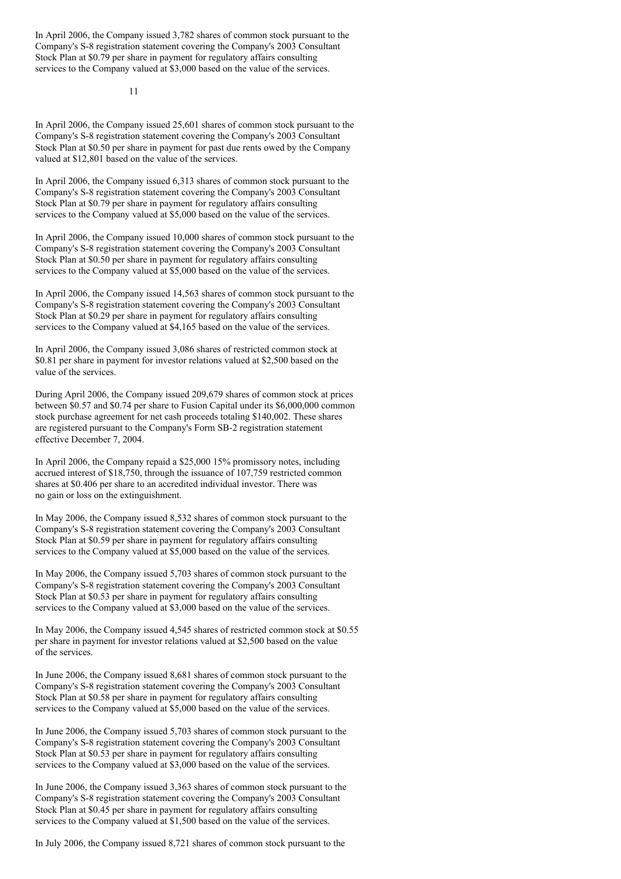In April 2006, the Company issued 3,782 shares of common stock pursuant to the Company's S-8 registration statement covering the Company's 2003 Consultant Stock Plan at $0.79 per share in payment for regulatory affairs consulting services to the Company valued at $3,000 based on the value of the services.

In April 2006, the Company issued 25,601 shares of common stock pursuant to the Company's S-8 registration statement covering the Company's 2003 Consultant Stock Plan at $0.50 per share in payment for past due rents owed by the Company valued at $12,801 based on the value of the services.

In April 2006, the Company issued 6,313 shares of common stock pursuant to the Company's S-8 registration statement covering the Company's 2003 Consultant Stock Plan at $0.79 per share in payment for regulatory affairs consulting services to the Company valued at $5,000 based on the value of the services.

In April 2006, the Company issued 10,000 shares of common stock pursuant to the Company's S-8 registration statement covering the Company's 2003 Consultant Stock Plan at $0.50 per share in payment for regulatory affairs consulting services to the Company valued at $5,000 based on the value of the services.

In April 2006, the Company issued 14,563 shares of common stock pursuant to the Company's S-8 registration statement covering the Company's 2003 Consultant Stock Plan at $0.29 per share in payment for regulatory affairs consulting services to the Company valued at $4,165 based on the value of the services.

In April 2006, the Company issued 3,086 shares of restricted common stock at $0.81 per share in payment for investor relations valued at $2,500 based on the value of the services.

During April 2006, the Company issued 209,679 shares of common stock at prices between $0.57 and $0.74 per share to Fusion Capital under its $6,000,000 common stock purchase agreement for net cash proceeds totaling $140,002. These shares are registered pursuant to the Company's Form SB-2 registration statement effective December 7, 2004.

In April 2006, the Company repaid a $25,000 15% promissory notes, including accrued interest of $18,750, through the issuance of 107,759 restricted common shares at $0.406 per share to an accredited individual investor. There was no gain or loss on the extinguishment.

In May 2006, the Company issued 8,532 shares of common stock pursuant to the Company's S-8 registration statement covering the Company's 2003 Consultant Stock Plan at $0.59 per share in payment for regulatory affairs consulting services to the Company valued at $5,000 based on the value of the services.

In May 2006, the Company issued 5,703 shares of common stock pursuant to the Company's S-8 registration statement covering the Company's 2003 Consultant Stock Plan at $0.53 per share in payment for regulatory affairs consulting services to the Company valued at $3,000 based on the value of the services.

In May 2006, the Company issued 4,545 shares of restricted common stock at $0.55 per share in payment for investor relations valued at $2,500 based on the value of the services.

In June 2006, the Company issued 8,681 shares of common stock pursuant to the Company's S-8 registration statement covering the Company's 2003 Consultant Stock Plan at $0.58 per share in payment for regulatory affairs consulting services to the Company valued at $5,000 based on the value of the services.

In June 2006, the Company issued 5,703 shares of common stock pursuant to the Company's S-8 registration statement covering the Company's 2003 Consultant Stock Plan at $0.53 per share in payment for regulatory affairs consulting services to the Company valued at $3,000 based on the value of the services.

In June 2006, the Company issued 3,363 shares of common stock pursuant to the Company's S-8 registration statement covering the Company's 2003 Consultant Stock Plan at $0.45 per share in payment for regulatory affairs consulting services to the Company valued at $1,500 based on the value of the services.

In July 2006, the Company issued 8,721 shares of common stock pursuant to the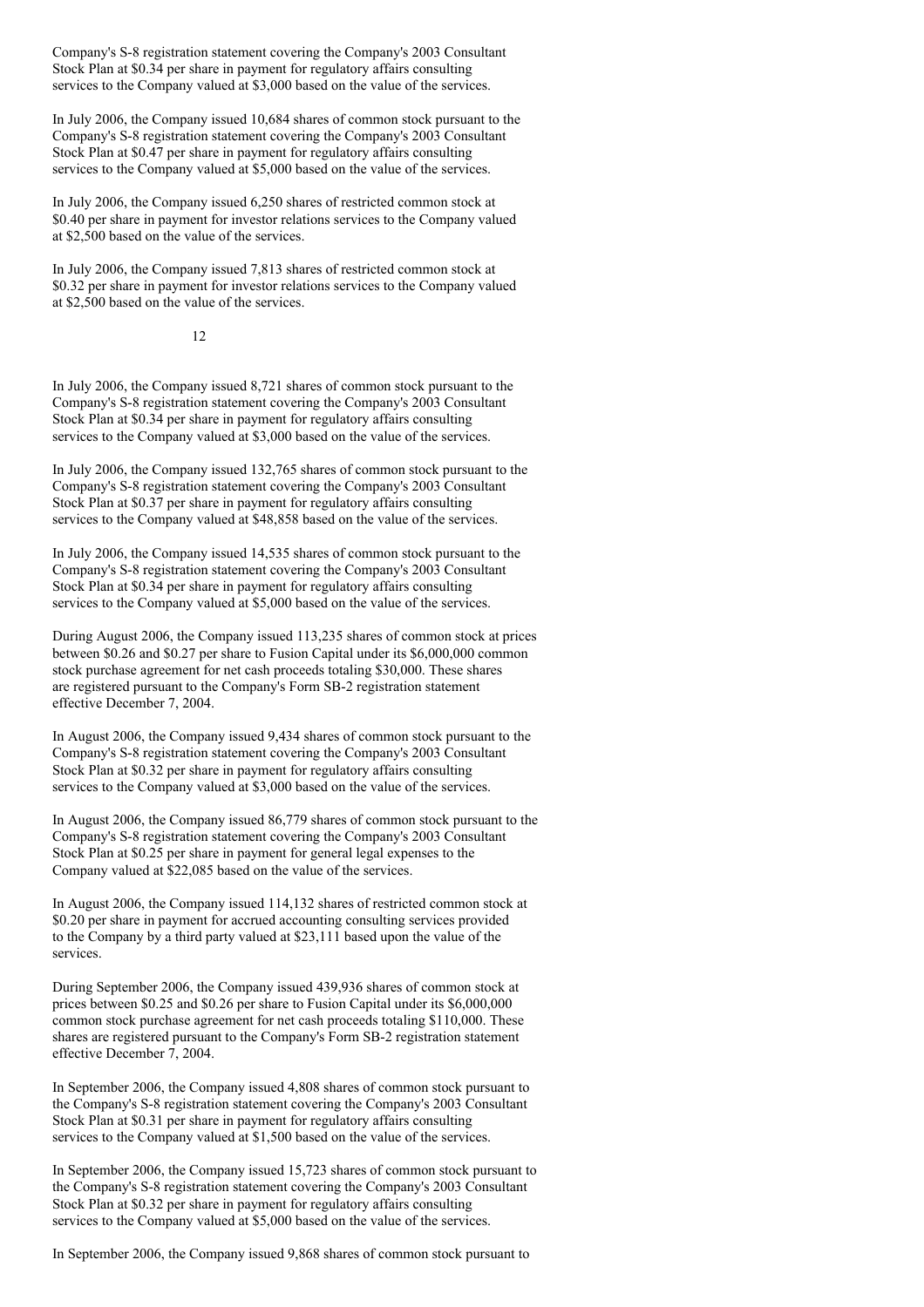Company's S-8 registration statement covering the Company's 2003 Consultant Stock Plan at $0.34 per share in payment for regulatory affairs consulting services to the Company valued at $3,000 based on the value of the services.

In July 2006, the Company issued 10,684 shares of common stock pursuant to the Company's S-8 registration statement covering the Company's 2003 Consultant Stock Plan at $0.47 per share in payment for regulatory affairs consulting services to the Company valued at $5,000 based on the value of the services.

In July 2006, the Company issued 6,250 shares of restricted common stock at $0.40 per share in payment for investor relations services to the Company valued at $2,500 based on the value of the services.

In July 2006, the Company issued 7,813 shares of restricted common stock at $0.32 per share in payment for investor relations services to the Company valued at $2,500 based on the value of the services.

In July 2006, the Company issued 8,721 shares of common stock pursuant to the Company's S-8 registration statement covering the Company's 2003 Consultant Stock Plan at $0.34 per share in payment for regulatory affairs consulting services to the Company valued at $3,000 based on the value of the services.

In July 2006, the Company issued 132,765 shares of common stock pursuant to the Company's S-8 registration statement covering the Company's 2003 Consultant Stock Plan at $0.37 per share in payment for regulatory affairs consulting services to the Company valued at $48,858 based on the value of the services.

In July 2006, the Company issued 14,535 shares of common stock pursuant to the Company's S-8 registration statement covering the Company's 2003 Consultant Stock Plan at $0.34 per share in payment for regulatory affairs consulting services to the Company valued at $5,000 based on the value of the services.

During August 2006, the Company issued 113,235 shares of common stock at prices between $0.26 and $0.27 per share to Fusion Capital under its $6,000,000 common stock purchase agreement for net cash proceeds totaling $30,000. These shares are registered pursuant to the Company's Form SB-2 registration statement effective December 7, 2004.

In August 2006, the Company issued 9,434 shares of common stock pursuant to the Company's S-8 registration statement covering the Company's 2003 Consultant Stock Plan at $0.32 per share in payment for regulatory affairs consulting services to the Company valued at $3,000 based on the value of the services.

In August 2006, the Company issued 86,779 shares of common stock pursuant to the Company's S-8 registration statement covering the Company's 2003 Consultant Stock Plan at $0.25 per share in payment for general legal expenses to the Company valued at $22,085 based on the value of the services.

In August 2006, the Company issued 114,132 shares of restricted common stock at $0.20 per share in payment for accrued accounting consulting services provided to the Company by a third party valued at $23,111 based upon the value of the services.

During September 2006, the Company issued 439,936 shares of common stock at prices between $0.25 and $0.26 per share to Fusion Capital under its $6,000,000 common stock purchase agreement for net cash proceeds totaling $110,000. These shares are registered pursuant to the Company's Form SB-2 registration statement effective December 7, 2004.

In September 2006, the Company issued 4,808 shares of common stock pursuant to the Company's S-8 registration statement covering the Company's 2003 Consultant Stock Plan at $0.31 per share in payment for regulatory affairs consulting services to the Company valued at $1,500 based on the value of the services.

In September 2006, the Company issued 15,723 shares of common stock pursuant to the Company's S-8 registration statement covering the Company's 2003 Consultant Stock Plan at $0.32 per share in payment for regulatory affairs consulting services to the Company valued at $5,000 based on the value of the services.

In September 2006, the Company issued 9,868 shares of common stock pursuant to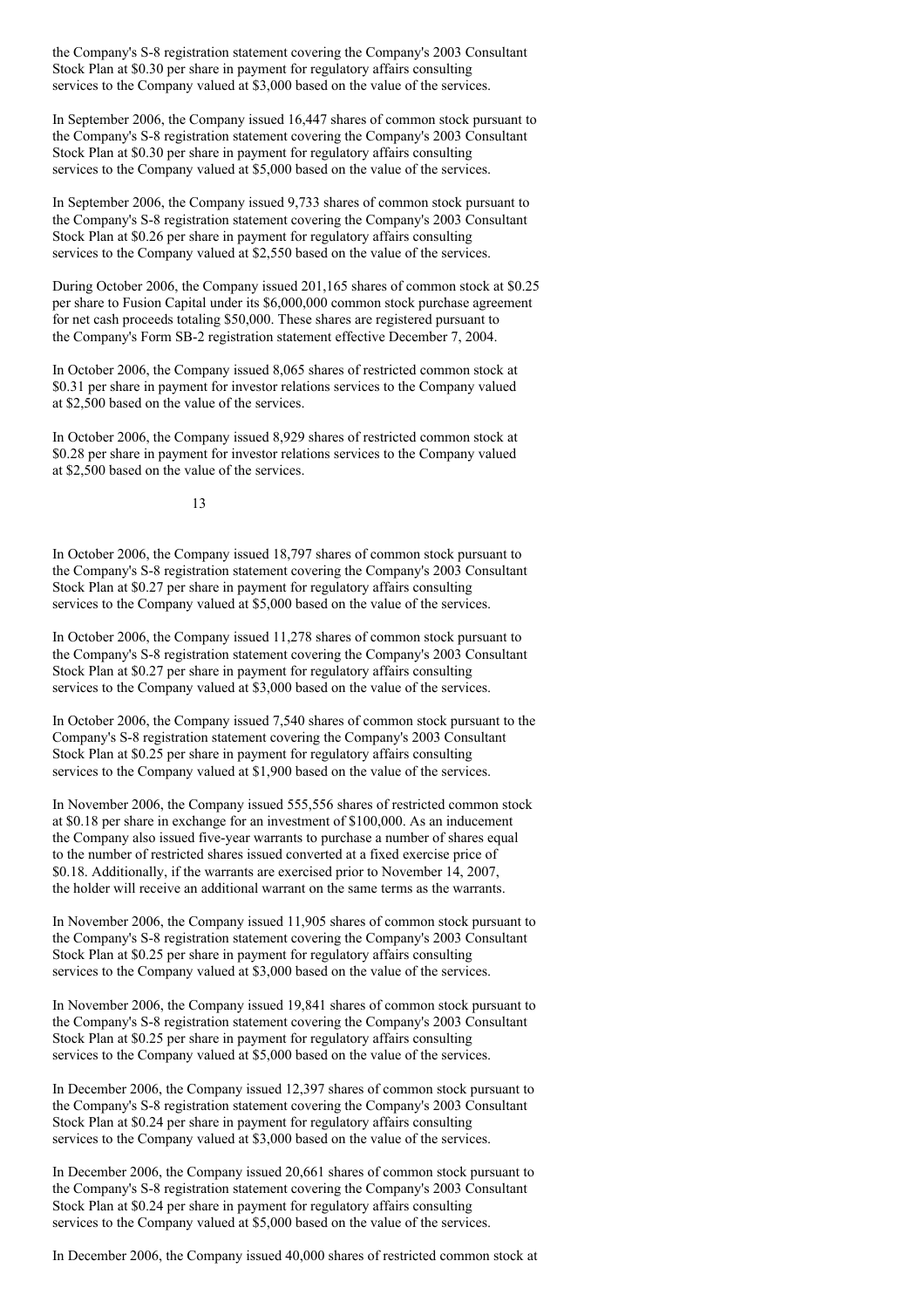the Company's S-8 registration statement covering the Company's 2003 Consultant Stock Plan at $0.30 per share in payment for regulatory affairs consulting services to the Company valued at $3,000 based on the value of the services.

In September 2006, the Company issued 16,447 shares of common stock pursuant to the Company's S-8 registration statement covering the Company's 2003 Consultant Stock Plan at $0.30 per share in payment for regulatory affairs consulting services to the Company valued at $5,000 based on the value of the services.

In September 2006, the Company issued 9,733 shares of common stock pursuant to the Company's S-8 registration statement covering the Company's 2003 Consultant Stock Plan at $0.26 per share in payment for regulatory affairs consulting services to the Company valued at $2,550 based on the value of the services.

During October 2006, the Company issued 201,165 shares of common stock at $0.25 per share to Fusion Capital under its $6,000,000 common stock purchase agreement for net cash proceeds totaling $50,000. These shares are registered pursuant to the Company's Form SB-2 registration statement effective December 7, 2004.

In October 2006, the Company issued 8,065 shares of restricted common stock at $0.31 per share in payment for investor relations services to the Company valued at $2,500 based on the value of the services.

In October 2006, the Company issued 8,929 shares of restricted common stock at $0.28 per share in payment for investor relations services to the Company valued at $2,500 based on the value of the services.

In October 2006, the Company issued 18,797 shares of common stock pursuant to the Company's S-8 registration statement covering the Company's 2003 Consultant Stock Plan at $0.27 per share in payment for regulatory affairs consulting services to the Company valued at $5,000 based on the value of the services.

In October 2006, the Company issued 11,278 shares of common stock pursuant to the Company's S-8 registration statement covering the Company's 2003 Consultant Stock Plan at $0.27 per share in payment for regulatory affairs consulting services to the Company valued at $3,000 based on the value of the services.

In October 2006, the Company issued 7,540 shares of common stock pursuant to the Company's S-8 registration statement covering the Company's 2003 Consultant Stock Plan at $0.25 per share in payment for regulatory affairs consulting services to the Company valued at $1,900 based on the value of the services.

In November 2006, the Company issued 555,556 shares of restricted common stock at $0.18 per share in exchange for an investment of $100,000. As an inducement the Company also issued five-year warrants to purchase a number of shares equal to the number of restricted shares issued converted at a fixed exercise price of $0.18. Additionally, if the warrants are exercised prior to November 14, 2007, the holder will receive an additional warrant on the same terms as the warrants.

In November 2006, the Company issued 11,905 shares of common stock pursuant to the Company's S-8 registration statement covering the Company's 2003 Consultant Stock Plan at $0.25 per share in payment for regulatory affairs consulting services to the Company valued at $3,000 based on the value of the services.

In November 2006, the Company issued 19,841 shares of common stock pursuant to the Company's S-8 registration statement covering the Company's 2003 Consultant Stock Plan at $0.25 per share in payment for regulatory affairs consulting services to the Company valued at $5,000 based on the value of the services.

In December 2006, the Company issued 12,397 shares of common stock pursuant to the Company's S-8 registration statement covering the Company's 2003 Consultant Stock Plan at $0.24 per share in payment for regulatory affairs consulting services to the Company valued at $3,000 based on the value of the services.

In December 2006, the Company issued 20,661 shares of common stock pursuant to the Company's S-8 registration statement covering the Company's 2003 Consultant Stock Plan at $0.24 per share in payment for regulatory affairs consulting services to the Company valued at $5,000 based on the value of the services.

In December 2006, the Company issued 40,000 shares of restricted common stock at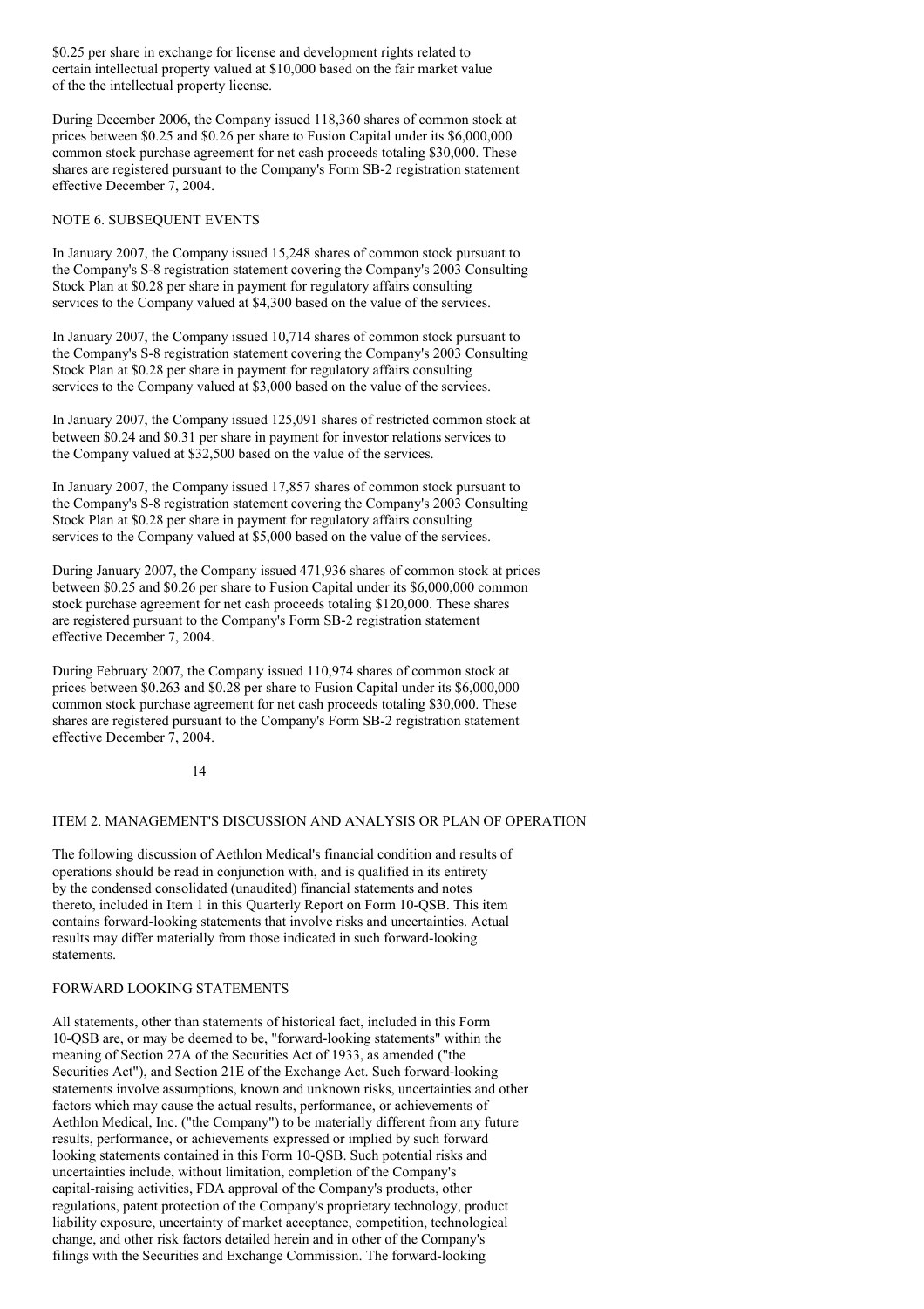$0.25 per share in exchange for license and development rights related to certain intellectual property valued at $10,000 based on the fair market value of the the intellectual property license.

During December 2006, the Company issued 118,360 shares of common stock at prices between $0.25 and $0.26 per share to Fusion Capital under its $6,000,000 common stock purchase agreement for net cash proceeds totaling $30,000. These shares are registered pursuant to the Company's Form SB-2 registration statement effective December 7, 2004.

## NOTE 6. SUBSEQUENT EVENTS

In January 2007, the Company issued 15,248 shares of common stock pursuant to the Company's S-8 registration statement covering the Company's 2003 Consulting Stock Plan at $0.28 per share in payment for regulatory affairs consulting services to the Company valued at $4,300 based on the value of the services.

In January 2007, the Company issued 10,714 shares of common stock pursuant to the Company's S-8 registration statement covering the Company's 2003 Consulting Stock Plan at $0.28 per share in payment for regulatory affairs consulting services to the Company valued at $3,000 based on the value of the services.

In January 2007, the Company issued 125,091 shares of restricted common stock at between $0.24 and $0.31 per share in payment for investor relations services to the Company valued at $32,500 based on the value of the services.

In January 2007, the Company issued 17,857 shares of common stock pursuant to the Company's S-8 registration statement covering the Company's 2003 Consulting Stock Plan at $0.28 per share in payment for regulatory affairs consulting services to the Company valued at $5,000 based on the value of the services.

During January 2007, the Company issued 471,936 shares of common stock at prices between $0.25 and $0.26 per share to Fusion Capital under its $6,000,000 common stock purchase agreement for net cash proceeds totaling $120,000. These shares are registered pursuant to the Company's Form SB-2 registration statement effective December 7, 2004.

During February 2007, the Company issued 110,974 shares of common stock at prices between $0.263 and $0.28 per share to Fusion Capital under its $6,000,000 common stock purchase agreement for net cash proceeds totaling $30,000. These shares are registered pursuant to the Company's Form SB-2 registration statement effective December 7, 2004.

# ITEM 2. MANAGEMENT'S DISCUSSION AND ANALYSIS OR PLAN OF OPERATION

The following discussion of Aethlon Medical's financial condition and results of operations should be read in conjunction with, and is qualified in its entirety by the condensed consolidated (unaudited) financial statements and notes thereto, included in Item 1 in this Quarterly Report on Form 10-QSB. This item contains forward-looking statements that involve risks and uncertainties. Actual results may differ materially from those indicated in such forward-looking statements.

## FORWARD LOOKING STATEMENTS

All statements, other than statements of historical fact, included in this Form 10-QSB are, or may be deemed to be, "forward-looking statements" within the meaning of Section 27A of the Securities Act of 1933, as amended ("the Securities Act"), and Section 21E of the Exchange Act. Such forward-looking statements involve assumptions, known and unknown risks, uncertainties and other factors which may cause the actual results, performance, or achievements of Aethlon Medical, Inc. ("the Company") to be materially different from any future results, performance, or achievements expressed or implied by such forward looking statements contained in this Form 10-QSB. Such potential risks and uncertainties include, without limitation, completion of the Company's capital-raising activities, FDA approval of the Company's products, other regulations, patent protection of the Company's proprietary technology, product liability exposure, uncertainty of market acceptance, competition, technological change, and other risk factors detailed herein and in other of the Company's filings with the Securities and Exchange Commission. The forward-looking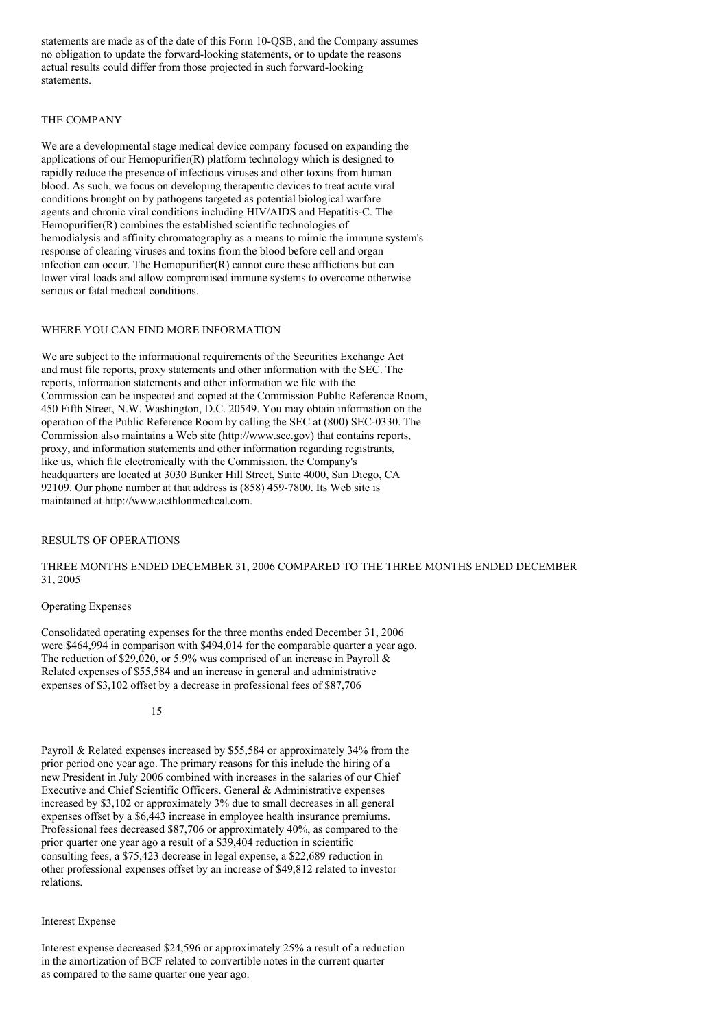statements are made as of the date of this Form 10-QSB, and the Company assumes no obligation to update the forward-looking statements, or to update the reasons actual results could differ from those projected in such forward-looking statements.

## THE COMPANY

We are a developmental stage medical device company focused on expanding the applications of our Hemopurifier(R) platform technology which is designed to rapidly reduce the presence of infectious viruses and other toxins from human blood. As such, we focus on developing therapeutic devices to treat acute viral conditions brought on by pathogens targeted as potential biological warfare agents and chronic viral conditions including HIV/AIDS and Hepatitis-C. The Hemopurifier(R) combines the established scientific technologies of hemodialysis and affinity chromatography as a means to mimic the immune system's response of clearing viruses and toxins from the blood before cell and organ infection can occur. The Hemopurifier(R) cannot cure these afflictions but can lower viral loads and allow compromised immune systems to overcome otherwise serious or fatal medical conditions.

## WHERE YOU CAN FIND MORE INFORMATION

We are subject to the informational requirements of the Securities Exchange Act and must file reports, proxy statements and other information with the SEC. The reports, information statements and other information we file with the Commission can be inspected and copied at the Commission Public Reference Room, 450 Fifth Street, N.W. Washington, D.C. 20549. You may obtain information on the operation of the Public Reference Room by calling the SEC at (800) SEC-0330. The Commission also maintains a Web site (http://www.sec.gov) that contains reports, proxy, and information statements and other information regarding registrants, like us, which file electronically with the Commission. the Company's headquarters are located at 3030 Bunker Hill Street, Suite 4000, San Diego, CA 92109. Our phone number at that address is (858) 459-7800. Its Web site is maintained at http://www.aethlonmedical.com.

## RESULTS OF OPERATIONS

### THREE MONTHS ENDED DECEMBER 31, 2006 COMPARED TO THE THREE MONTHS ENDED DECEMBER 31, 2005

#### Operating Expenses

Consolidated operating expenses for the three months ended December 31, 2006 were $464,994 in comparison with $494,014 for the comparable quarter a year ago. The reduction of $29,020, or 5.9% was comprised of an increase in Payroll & Related expenses of $55,584 and an increase in general and administrative expenses of $3,102 offset by a decrease in professional fees of $87,706

Payroll & Related expenses increased by $55,584 or approximately 34% from the prior period one year ago. The primary reasons for this include the hiring of a new President in July 2006 combined with increases in the salaries of our Chief Executive and Chief Scientific Officers. General & Administrative expenses increased by $3,102 or approximately 3% due to small decreases in all general expenses offset by a $6,443 increase in employee health insurance premiums. Professional fees decreased $87,706 or approximately 40%, as compared to the prior quarter one year ago a result of a $39,404 reduction in scientific consulting fees, a $75,423 decrease in legal expense, a $22,689 reduction in other professional expenses offset by an increase of $49,812 related to investor relations.

#### Interest Expense

Interest expense decreased $24,596 or approximately 25% a result of a reduction in the amortization of BCF related to convertible notes in the current quarter as compared to the same quarter one year ago.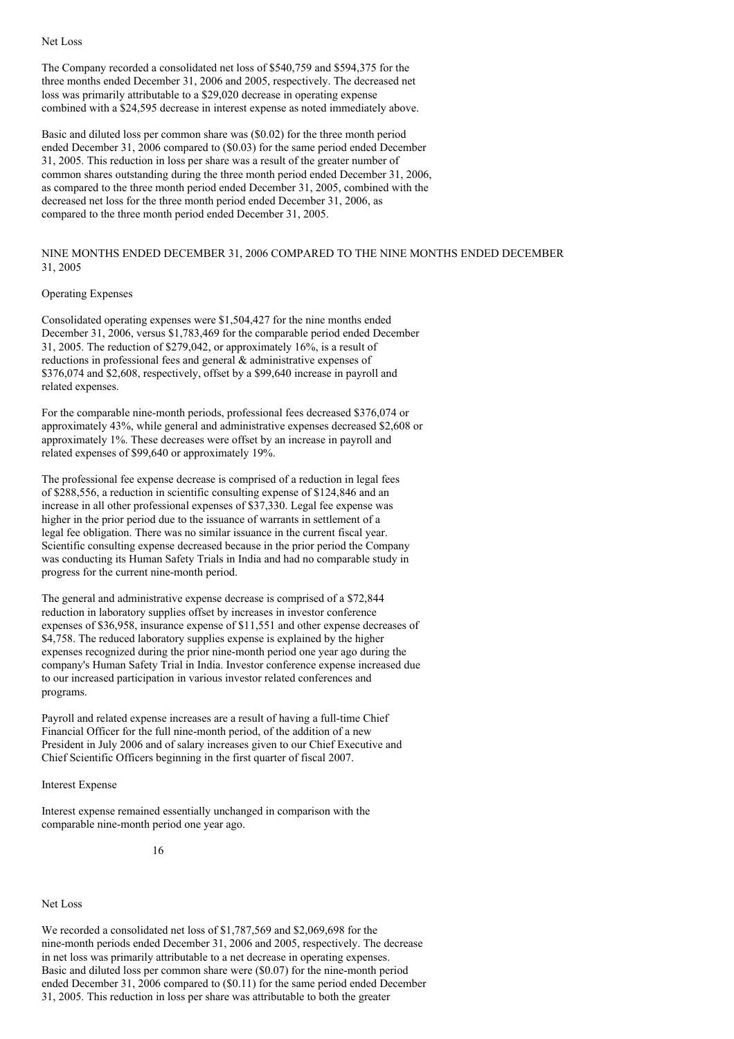Net Loss

The Company recorded a consolidated net loss of $540,759 and $594,375 for the three months ended December 31, 2006 and 2005, respectively. The decreased net loss was primarily attributable to a $29,020 decrease in operating expense combined with a $24,595 decrease in interest expense as noted immediately above.

Basic and diluted loss per common share was ($0.02) for the three month period ended December 31, 2006 compared to ($0.03) for the same period ended December 31, 2005. This reduction in loss per share was a result of the greater number of common shares outstanding during the three month period ended December 31, 2006, as compared to the three month period ended December 31, 2005, combined with the decreased net loss for the three month period ended December 31, 2006, as compared to the three month period ended December 31, 2005.

## NINE MONTHS ENDED DECEMBER 31, 2006 COMPARED TO THE NINE MONTHS ENDED DECEMBER 31, 2005

Operating Expenses

Consolidated operating expenses were $1,504,427 for the nine months ended December 31, 2006, versus $1,783,469 for the comparable period ended December 31, 2005. The reduction of $279,042, or approximately 16%, is a result of reductions in professional fees and general & administrative expenses of $376,074 and $2,608, respectively, offset by a $99,640 increase in payroll and related expenses.

For the comparable nine-month periods, professional fees decreased $376,074 or approximately 43%, while general and administrative expenses decreased $2,608 or approximately 1%. These decreases were offset by an increase in payroll and related expenses of $99,640 or approximately 19%.

The professional fee expense decrease is comprised of a reduction in legal fees of $288,556, a reduction in scientific consulting expense of $124,846 and an increase in all other professional expenses of $37,330. Legal fee expense was higher in the prior period due to the issuance of warrants in settlement of a legal fee obligation. There was no similar issuance in the current fiscal year. Scientific consulting expense decreased because in the prior period the Company was conducting its Human Safety Trials in India and had no comparable study in progress for the current nine-month period.

The general and administrative expense decrease is comprised of a $72,844 reduction in laboratory supplies offset by increases in investor conference expenses of $36,958, insurance expense of $11,551 and other expense decreases of $4,758. The reduced laboratory supplies expense is explained by the higher expenses recognized during the prior nine-month period one year ago during the company's Human Safety Trial in India. Investor conference expense increased due to our increased participation in various investor related conferences and programs.

Payroll and related expense increases are a result of having a full-time Chief Financial Officer for the full nine-month period, of the addition of a new President in July 2006 and of salary increases given to our Chief Executive and Chief Scientific Officers beginning in the first quarter of fiscal 2007.

Interest Expense

Interest expense remained essentially unchanged in comparison with the comparable nine-month period one year ago.

Net Loss

We recorded a consolidated net loss of $1,787,569 and $2,069,698 for the nine-month periods ended December 31, 2006 and 2005, respectively. The decrease in net loss was primarily attributable to a net decrease in operating expenses. Basic and diluted loss per common share were ($0.07) for the nine-month period ended December 31, 2006 compared to ($0.11) for the same period ended December 31, 2005. This reduction in loss per share was attributable to both the greater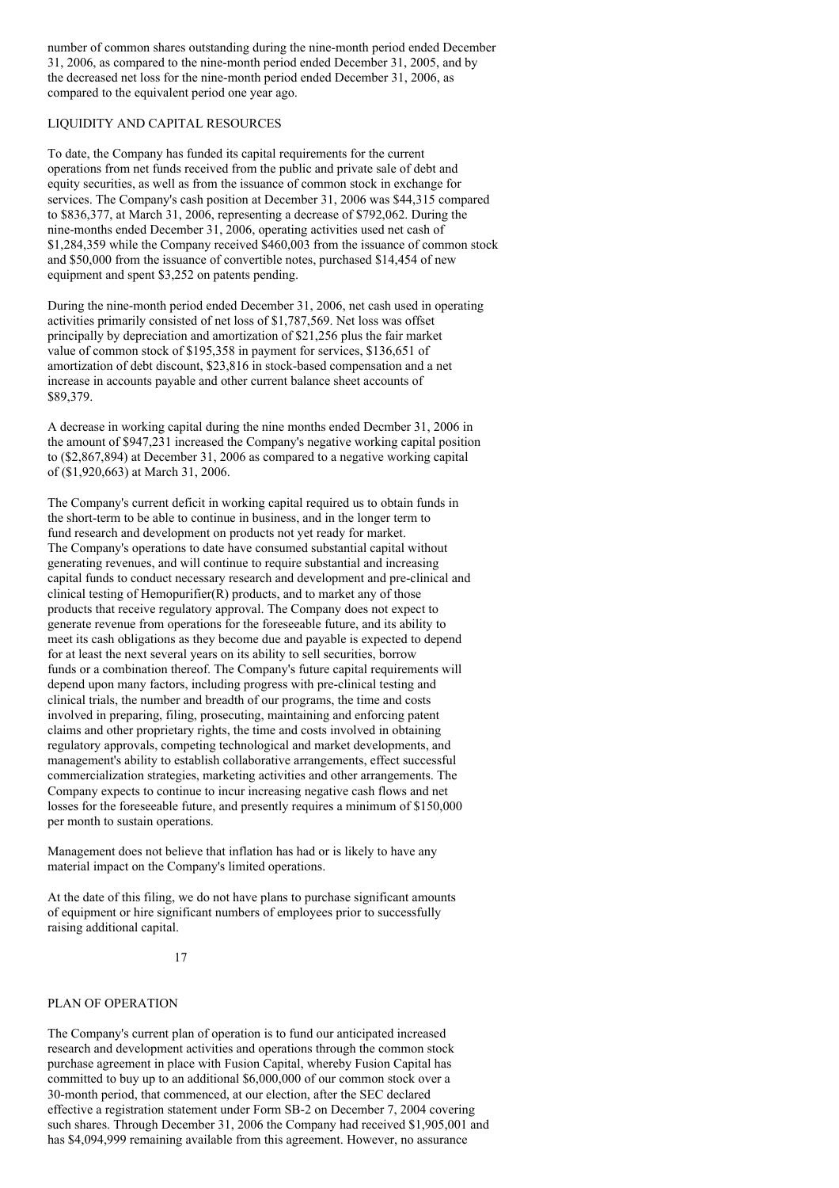number of common shares outstanding during the nine-month period ended December 31, 2006, as compared to the nine-month period ended December 31, 2005, and by the decreased net loss for the nine-month period ended December 31, 2006, as compared to the equivalent period one year ago.

## LIQUIDITY AND CAPITAL RESOURCES

To date, the Company has funded its capital requirements for the current operations from net funds received from the public and private sale of debt and equity securities, as well as from the issuance of common stock in exchange for services. The Company's cash position at December 31, 2006 was $44,315 compared to $836,377, at March 31, 2006, representing a decrease of $792,062. During the nine-months ended December 31, 2006, operating activities used net cash of $1,284,359 while the Company received $460,003 from the issuance of common stock and $50,000 from the issuance of convertible notes, purchased $14,454 of new equipment and spent $3,252 on patents pending.

During the nine-month period ended December 31, 2006, net cash used in operating activities primarily consisted of net loss of $1,787,569. Net loss was offset principally by depreciation and amortization of $21,256 plus the fair market value of common stock of $195,358 in payment for services, $136,651 of amortization of debt discount, $23,816 in stock-based compensation and a net increase in accounts payable and other current balance sheet accounts of $89,379.

A decrease in working capital during the nine months ended Decmber 31, 2006 in the amount of $947,231 increased the Company's negative working capital position to ($2,867,894) at December 31, 2006 as compared to a negative working capital of ($1,920,663) at March 31, 2006.

The Company's current deficit in working capital required us to obtain funds in the short-term to be able to continue in business, and in the longer term to fund research and development on products not yet ready for market. The Company's operations to date have consumed substantial capital without generating revenues, and will continue to require substantial and increasing capital funds to conduct necessary research and development and pre-clinical and clinical testing of Hemopurifier(R) products, and to market any of those products that receive regulatory approval. The Company does not expect to generate revenue from operations for the foreseeable future, and its ability to meet its cash obligations as they become due and payable is expected to depend for at least the next several years on its ability to sell securities, borrow funds or a combination thereof. The Company's future capital requirements will depend upon many factors, including progress with pre-clinical testing and clinical trials, the number and breadth of our programs, the time and costs involved in preparing, filing, prosecuting, maintaining and enforcing patent claims and other proprietary rights, the time and costs involved in obtaining regulatory approvals, competing technological and market developments, and management's ability to establish collaborative arrangements, effect successful commercialization strategies, marketing activities and other arrangements. The Company expects to continue to incur increasing negative cash flows and net losses for the foreseeable future, and presently requires a minimum of $150,000 per month to sustain operations.

Management does not believe that inflation has had or is likely to have any material impact on the Company's limited operations.

At the date of this filing, we do not have plans to purchase significant amounts of equipment or hire significant numbers of employees prior to successfully raising additional capital.

## PLAN OF OPERATION

The Company's current plan of operation is to fund our anticipated increased research and development activities and operations through the common stock purchase agreement in place with Fusion Capital, whereby Fusion Capital has committed to buy up to an additional $6,000,000 of our common stock over a 30-month period, that commenced, at our election, after the SEC declared effective a registration statement under Form SB-2 on December 7, 2004 covering such shares. Through December 31, 2006 the Company had received $1,905,001 and has $4,094,999 remaining available from this agreement. However, no assurance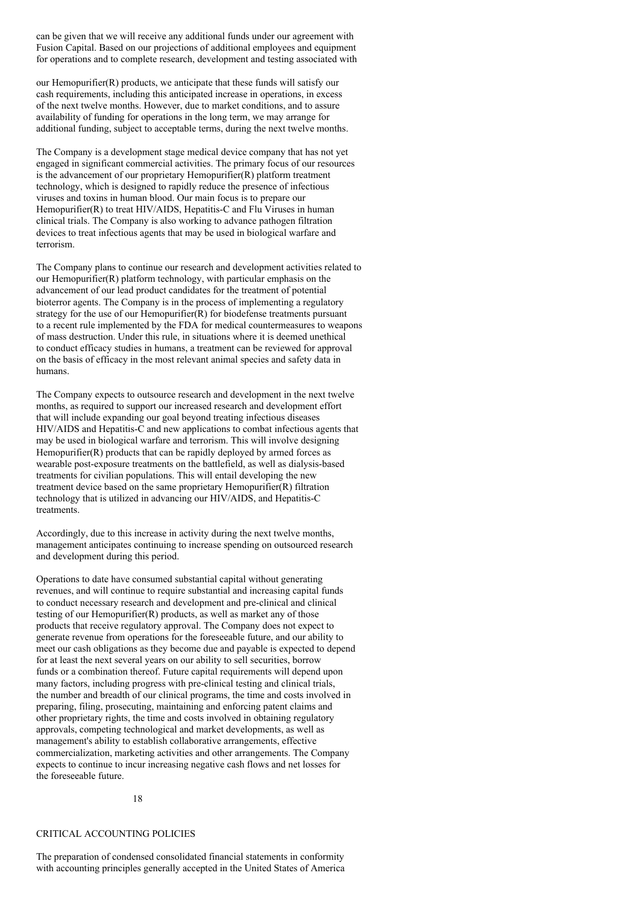can be given that we will receive any additional funds under our agreement with Fusion Capital. Based on our projections of additional employees and equipment for operations and to complete research, development and testing associated with

our Hemopurifier(R) products, we anticipate that these funds will satisfy our cash requirements, including this anticipated increase in operations, in excess of the next twelve months. However, due to market conditions, and to assure availability of funding for operations in the long term, we may arrange for additional funding, subject to acceptable terms, during the next twelve months.

The Company is a development stage medical device company that has not yet engaged in significant commercial activities. The primary focus of our resources is the advancement of our proprietary Hemopurifier(R) platform treatment technology, which is designed to rapidly reduce the presence of infectious viruses and toxins in human blood. Our main focus is to prepare our Hemopurifier(R) to treat HIV/AIDS, Hepatitis-C and Flu Viruses in human clinical trials. The Company is also working to advance pathogen filtration devices to treat infectious agents that may be used in biological warfare and terrorism.

The Company plans to continue our research and development activities related to our Hemopurifier(R) platform technology, with particular emphasis on the advancement of our lead product candidates for the treatment of potential bioterror agents. The Company is in the process of implementing a regulatory strategy for the use of our Hemopurifier(R) for biodefense treatments pursuant to a recent rule implemented by the FDA for medical countermeasures to weapons of mass destruction. Under this rule, in situations where it is deemed unethical to conduct efficacy studies in humans, a treatment can be reviewed for approval on the basis of efficacy in the most relevant animal species and safety data in humans.

The Company expects to outsource research and development in the next twelve months, as required to support our increased research and development effort that will include expanding our goal beyond treating infectious diseases HIV/AIDS and Hepatitis-C and new applications to combat infectious agents that may be used in biological warfare and terrorism. This will involve designing Hemopurifier(R) products that can be rapidly deployed by armed forces as wearable post-exposure treatments on the battlefield, as well as dialysis-based treatments for civilian populations. This will entail developing the new treatment device based on the same proprietary Hemopurifier(R) filtration technology that is utilized in advancing our HIV/AIDS, and Hepatitis-C treatments.

Accordingly, due to this increase in activity during the next twelve months, management anticipates continuing to increase spending on outsourced research and development during this period.

Operations to date have consumed substantial capital without generating revenues, and will continue to require substantial and increasing capital funds to conduct necessary research and development and pre-clinical and clinical testing of our Hemopurifier(R) products, as well as market any of those products that receive regulatory approval. The Company does not expect to generate revenue from operations for the foreseeable future, and our ability to meet our cash obligations as they become due and payable is expected to depend for at least the next several years on our ability to sell securities, borrow funds or a combination thereof. Future capital requirements will depend upon many factors, including progress with pre-clinical testing and clinical trials, the number and breadth of our clinical programs, the time and costs involved in preparing, filing, prosecuting, maintaining and enforcing patent claims and other proprietary rights, the time and costs involved in obtaining regulatory approvals, competing technological and market developments, as well as management's ability to establish collaborative arrangements, effective commercialization, marketing activities and other arrangements. The Company expects to continue to incur increasing negative cash flows and net losses for the foreseeable future.

## CRITICAL ACCOUNTING POLICIES

The preparation of condensed consolidated financial statements in conformity with accounting principles generally accepted in the United States of America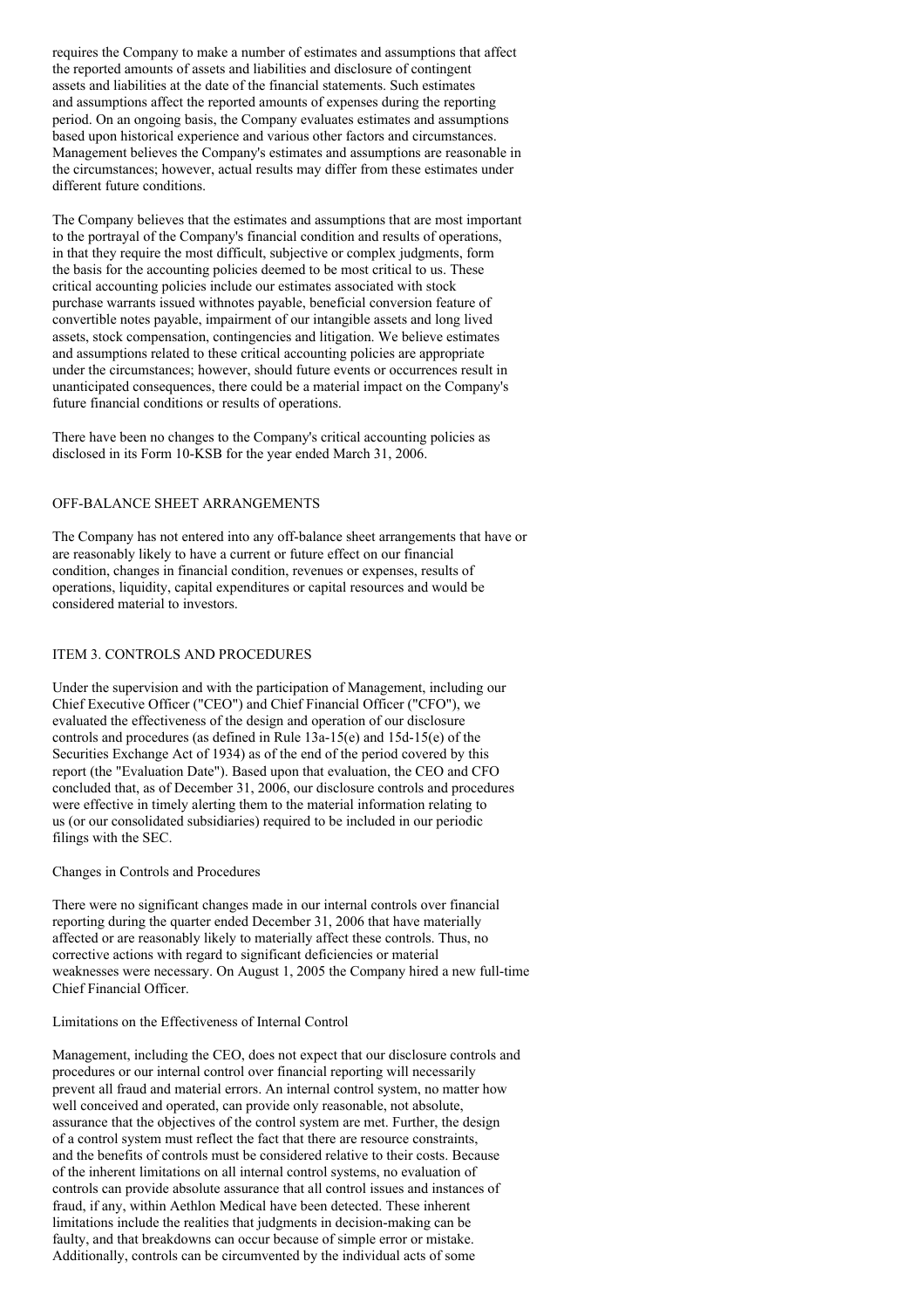requires the Company to make a number of estimates and assumptions that affect the reported amounts of assets and liabilities and disclosure of contingent assets and liabilities at the date of the financial statements. Such estimates and assumptions affect the reported amounts of expenses during the reporting period. On an ongoing basis, the Company evaluates estimates and assumptions based upon historical experience and various other factors and circumstances. Management believes the Company's estimates and assumptions are reasonable in the circumstances; however, actual results may differ from these estimates under different future conditions.

The Company believes that the estimates and assumptions that are most important to the portrayal of the Company's financial condition and results of operations, in that they require the most difficult, subjective or complex judgments, form the basis for the accounting policies deemed to be most critical to us. These critical accounting policies include our estimates associated with stock purchase warrants issued withnotes payable, beneficial conversion feature of convertible notes payable, impairment of our intangible assets and long lived assets, stock compensation, contingencies and litigation. We believe estimates and assumptions related to these critical accounting policies are appropriate under the circumstances; however, should future events or occurrences result in unanticipated consequences, there could be a material impact on the Company's future financial conditions or results of operations.

There have been no changes to the Company's critical accounting policies as disclosed in its Form 10-KSB for the year ended March 31, 2006.

## OFF-BALANCE SHEET ARRANGEMENTS

The Company has not entered into any off-balance sheet arrangements that have or are reasonably likely to have a current or future effect on our financial condition, changes in financial condition, revenues or expenses, results of operations, liquidity, capital expenditures or capital resources and would be considered material to investors.

## ITEM 3. CONTROLS AND PROCEDURES

Under the supervision and with the participation of Management, including our Chief Executive Officer ("CEO") and Chief Financial Officer ("CFO"), we evaluated the effectiveness of the design and operation of our disclosure controls and procedures (as defined in Rule 13a-15(e) and 15d-15(e) of the Securities Exchange Act of 1934) as of the end of the period covered by this report (the "Evaluation Date"). Based upon that evaluation, the CEO and CFO concluded that, as of December 31, 2006, our disclosure controls and procedures were effective in timely alerting them to the material information relating to us (or our consolidated subsidiaries) required to be included in our periodic filings with the SEC.

### Changes in Controls and Procedures

There were no significant changes made in our internal controls over financial reporting during the quarter ended December 31, 2006 that have materially affected or are reasonably likely to materially affect these controls. Thus, no corrective actions with regard to significant deficiencies or material weaknesses were necessary. On August 1, 2005 the Company hired a new full-time Chief Financial Officer.

### Limitations on the Effectiveness of Internal Control

Management, including the CEO, does not expect that our disclosure controls and procedures or our internal control over financial reporting will necessarily prevent all fraud and material errors. An internal control system, no matter how well conceived and operated, can provide only reasonable, not absolute, assurance that the objectives of the control system are met. Further, the design of a control system must reflect the fact that there are resource constraints, and the benefits of controls must be considered relative to their costs. Because of the inherent limitations on all internal control systems, no evaluation of controls can provide absolute assurance that all control issues and instances of fraud, if any, within Aethlon Medical have been detected. These inherent limitations include the realities that judgments in decision-making can be faulty, and that breakdowns can occur because of simple error or mistake. Additionally, controls can be circumvented by the individual acts of some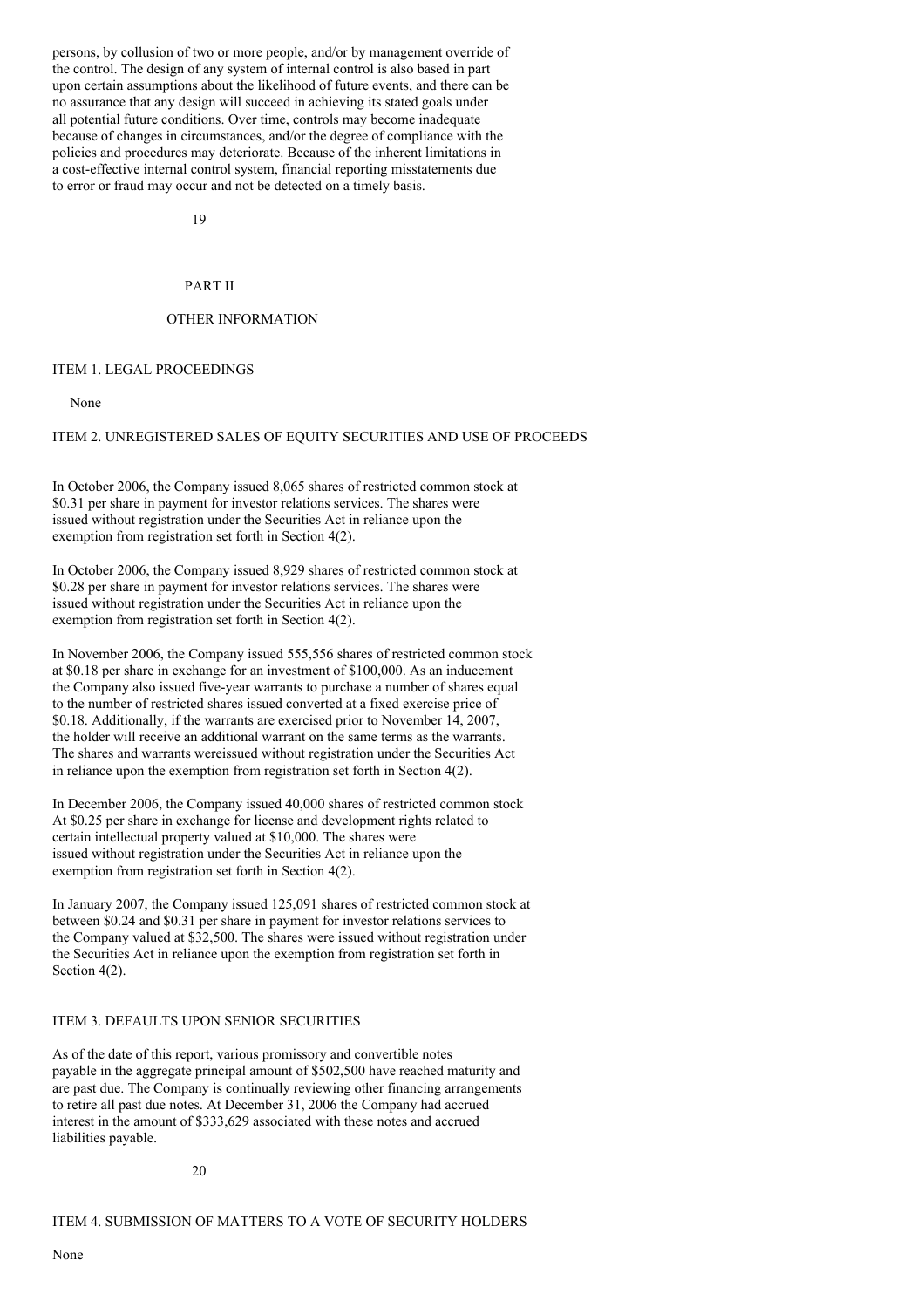persons, by collusion of two or more people, and/or by management override of the control. The design of any system of internal control is also based in part upon certain assumptions about the likelihood of future events, and there can be no assurance that any design will succeed in achieving its stated goals under all potential future conditions. Over time, controls may become inadequate because of changes in circumstances, and/or the degree of compliance with the policies and procedures may deteriorate. Because of the inherent limitations in a cost-effective internal control system, financial reporting misstatements due to error or fraud may occur and not be detected on a timely basis.

# PART II

# OTHER INFORMATION

## ITEM 1. LEGAL PROCEEDINGS

None

## ITEM 2. UNREGISTERED SALES OF EQUITY SECURITIES AND USE OF PROCEEDS

In October 2006, the Company issued 8,065 shares of restricted common stock at \$0.31 per share in payment for investor relations services. The shares were issued without registration under the Securities Act in reliance upon the exemption from registration set forth in Section 4(2).

In October 2006, the Company issued 8,929 shares of restricted common stock at \$0.28 per share in payment for investor relations services. The shares were issued without registration under the Securities Act in reliance upon the exemption from registration set forth in Section 4(2).

In November 2006, the Company issued 555,556 shares of restricted common stock at \$0.18 per share in exchange for an investment of \$100,000. As an inducement the Company also issued five-year warrants to purchase a number of shares equal to the number of restricted shares issued converted at a fixed exercise price of \$0.18. Additionally, if the warrants are exercised prior to November 14, 2007, the holder will receive an additional warrant on the same terms as the warrants. The shares and warrants wereissued without registration under the Securities Act in reliance upon the exemption from registration set forth in Section 4(2).

In December 2006, the Company issued 40,000 shares of restricted common stock At \$0.25 per share in exchange for license and development rights related to certain intellectual property valued at \$10,000. The shares were issued without registration under the Securities Act in reliance upon the exemption from registration set forth in Section 4(2).

In January 2007, the Company issued 125,091 shares of restricted common stock at between \$0.24 and \$0.31 per share in payment for investor relations services to the Company valued at \$32,500. The shares were issued without registration under the Securities Act in reliance upon the exemption from registration set forth in Section 4(2).

## ITEM 3. DEFAULTS UPON SENIOR SECURITIES

As of the date of this report, various promissory and convertible notes payable in the aggregate principal amount of \$502,500 have reached maturity and are past due. The Company is continually reviewing other financing arrangements to retire all past due notes. At December 31, 2006 the Company had accrued interest in the amount of \$333,629 associated with these notes and accrued liabilities payable.

## ITEM 4. SUBMISSION OF MATTERS TO A VOTE OF SECURITY HOLDERS

None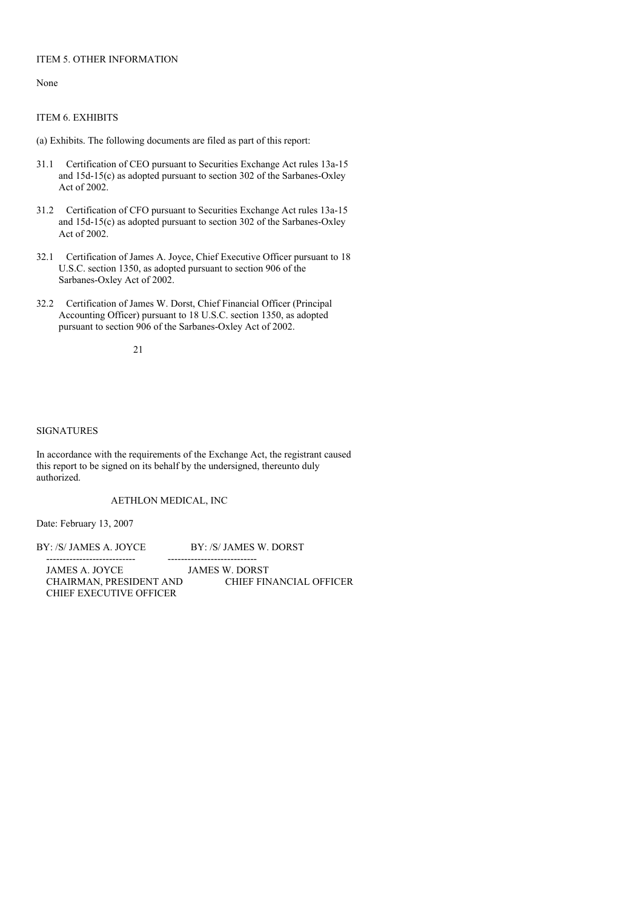ITEM 5. OTHER INFORMATION

None

ITEM 6. EXHIBITS

(a) Exhibits. The following documents are filed as part of this report:

31.1 Certification of CEO pursuant to Securities Exchange Act rules 13a-15 and 15d-15(c) as adopted pursuant to section 302 of the Sarbanes-Oxley Act of 2002.

31.2 Certification of CFO pursuant to Securities Exchange Act rules 13a-15 and 15d-15(c) as adopted pursuant to section 302 of the Sarbanes-Oxley Act of 2002.

32.1 Certification of James A. Joyce, Chief Executive Officer pursuant to 18 U.S.C. section 1350, as adopted pursuant to section 906 of the Sarbanes-Oxley Act of 2002.

32.2 Certification of James W. Dorst, Chief Financial Officer (Principal Accounting Officer) pursuant to 18 U.S.C. section 1350, as adopted pursuant to section 906 of the Sarbanes-Oxley Act of 2002.

SIGNATURES

In accordance with the requirements of the Exchange Act, the registrant caused this report to be signed on its behalf by the undersigned, thereunto duly authorized.

AETHLON MEDICAL, INC

Date: February 13, 2007

| BY: /S/ JAMES A. JOYCE | BY: /S/ JAMES W. DORST |
|---|---|
| JAMES A. JOYCE | JAMES W. DORST |
| CHAIRMAN, PRESIDENT AND CHIEF EXECUTIVE OFFICER | CHIEF FINANCIAL OFFICER |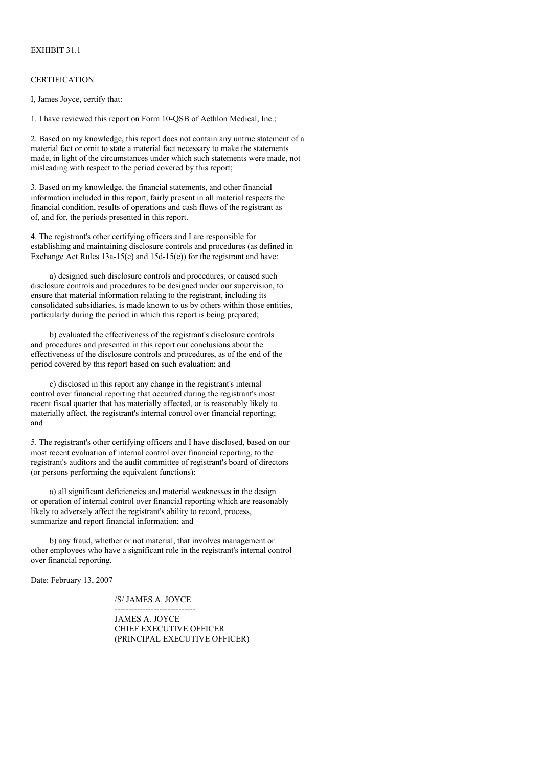EXHIBIT 31.1

CERTIFICATION

I, James Joyce, certify that:

1. I have reviewed this report on Form 10-QSB of Aethlon Medical, Inc.;

2. Based on my knowledge, this report does not contain any untrue statement of a material fact or omit to state a material fact necessary to make the statements made, in light of the circumstances under which such statements were made, not misleading with respect to the period covered by this report;

3. Based on my knowledge, the financial statements, and other financial information included in this report, fairly present in all material respects the financial condition, results of operations and cash flows of the registrant as of, and for, the periods presented in this report.

4. The registrant's other certifying officers and I are responsible for establishing and maintaining disclosure controls and procedures (as defined in Exchange Act Rules 13a-15(e) and 15d-15(e)) for the registrant and have:

a) designed such disclosure controls and procedures, or caused such disclosure controls and procedures to be designed under our supervision, to ensure that material information relating to the registrant, including its consolidated subsidiaries, is made known to us by others within those entities, particularly during the period in which this report is being prepared;

b) evaluated the effectiveness of the registrant's disclosure controls and procedures and presented in this report our conclusions about the effectiveness of the disclosure controls and procedures, as of the end of the period covered by this report based on such evaluation; and

c) disclosed in this report any change in the registrant's internal control over financial reporting that occurred during the registrant's most recent fiscal quarter that has materially affected, or is reasonably likely to materially affect, the registrant's internal control over financial reporting; and

5. The registrant's other certifying officers and I have disclosed, based on our most recent evaluation of internal control over financial reporting, to the registrant's auditors and the audit committee of registrant's board of directors (or persons performing the equivalent functions):

a) all significant deficiencies and material weaknesses in the design or operation of internal control over financial reporting which are reasonably likely to adversely affect the registrant's ability to record, process, summarize and report financial information; and

b) any fraud, whether or not material, that involves management or other employees who have a significant role in the registrant's internal control over financial reporting.

Date: February 13, 2007

/S/ JAMES A. JOYCE

JAMES A. JOYCE
CHIEF EXECUTIVE OFFICER
(PRINCIPAL EXECUTIVE OFFICER)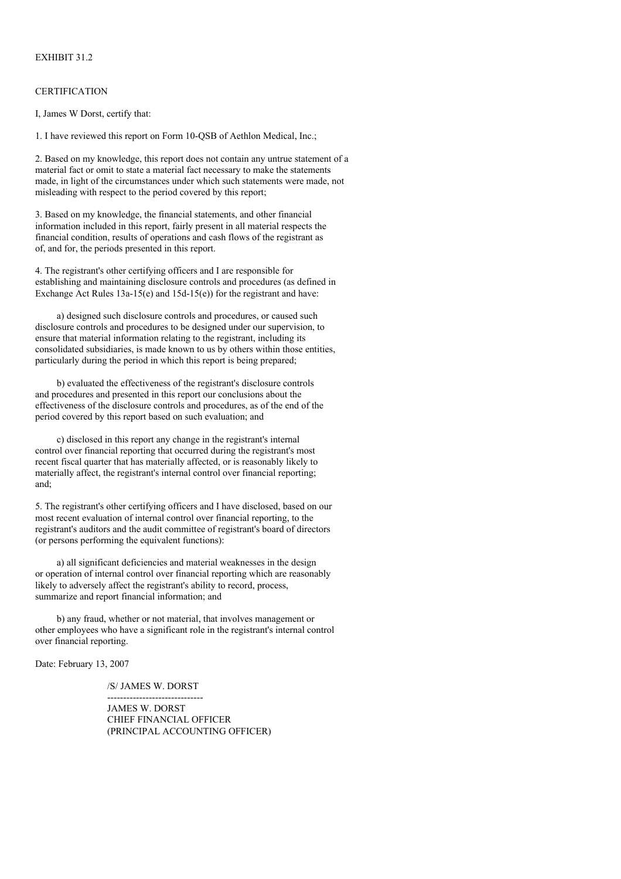EXHIBIT 31.2

CERTIFICATION

I, James W Dorst, certify that:

1. I have reviewed this report on Form 10-QSB of Aethlon Medical, Inc.;

2. Based on my knowledge, this report does not contain any untrue statement of a material fact or omit to state a material fact necessary to make the statements made, in light of the circumstances under which such statements were made, not misleading with respect to the period covered by this report;

3. Based on my knowledge, the financial statements, and other financial information included in this report, fairly present in all material respects the financial condition, results of operations and cash flows of the registrant as of, and for, the periods presented in this report.

4. The registrant's other certifying officers and I are responsible for establishing and maintaining disclosure controls and procedures (as defined in Exchange Act Rules 13a-15(e) and 15d-15(e)) for the registrant and have:

a) designed such disclosure controls and procedures, or caused such disclosure controls and procedures to be designed under our supervision, to ensure that material information relating to the registrant, including its consolidated subsidiaries, is made known to us by others within those entities, particularly during the period in which this report is being prepared;

b) evaluated the effectiveness of the registrant's disclosure controls and procedures and presented in this report our conclusions about the effectiveness of the disclosure controls and procedures, as of the end of the period covered by this report based on such evaluation; and

c) disclosed in this report any change in the registrant's internal control over financial reporting that occurred during the registrant's most recent fiscal quarter that has materially affected, or is reasonably likely to materially affect, the registrant's internal control over financial reporting; and;

5. The registrant's other certifying officers and I have disclosed, based on our most recent evaluation of internal control over financial reporting, to the registrant's auditors and the audit committee of registrant's board of directors (or persons performing the equivalent functions):

a) all significant deficiencies and material weaknesses in the design or operation of internal control over financial reporting which are reasonably likely to adversely affect the registrant's ability to record, process, summarize and report financial information; and

b) any fraud, whether or not material, that involves management or other employees who have a significant role in the registrant's internal control over financial reporting.

Date: February 13, 2007

/S/ JAMES W. DORST

------------------------------

JAMES W. DORST
CHIEF FINANCIAL OFFICER
(PRINCIPAL ACCOUNTING OFFICER)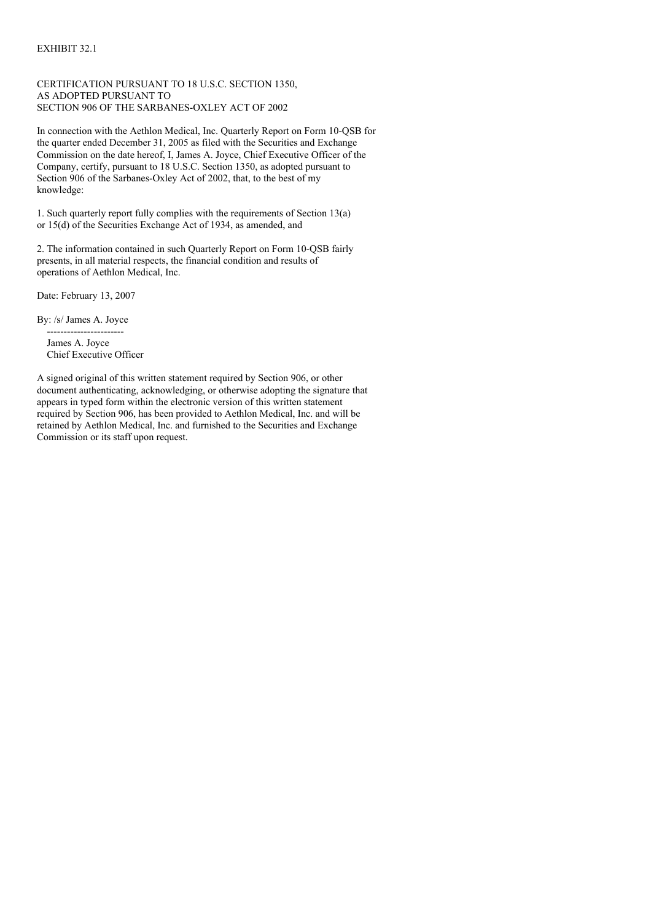EXHIBIT 32.1

CERTIFICATION PURSUANT TO 18 U.S.C. SECTION 1350,
AS ADOPTED PURSUANT TO
SECTION 906 OF THE SARBANES-OXLEY ACT OF 2002

In connection with the Aethlon Medical, Inc. Quarterly Report on Form 10-QSB for the quarter ended December 31, 2005 as filed with the Securities and Exchange Commission on the date hereof, I, James A. Joyce, Chief Executive Officer of the Company, certify, pursuant to 18 U.S.C. Section 1350, as adopted pursuant to Section 906 of the Sarbanes-Oxley Act of 2002, that, to the best of my knowledge:

1. Such quarterly report fully complies with the requirements of Section 13(a) or 15(d) of the Securities Exchange Act of 1934, as amended, and

2. The information contained in such Quarterly Report on Form 10-QSB fairly presents, in all material respects, the financial condition and results of operations of Aethlon Medical, Inc.

Date: February 13, 2007

By: /s/ James A. Joyce

-----------------------

James A. Joyce
Chief Executive Officer

A signed original of this written statement required by Section 906, or other document authenticating, acknowledging, or otherwise adopting the signature that appears in typed form within the electronic version of this written statement required by Section 906, has been provided to Aethlon Medical, Inc. and will be retained by Aethlon Medical, Inc. and furnished to the Securities and Exchange Commission or its staff upon request.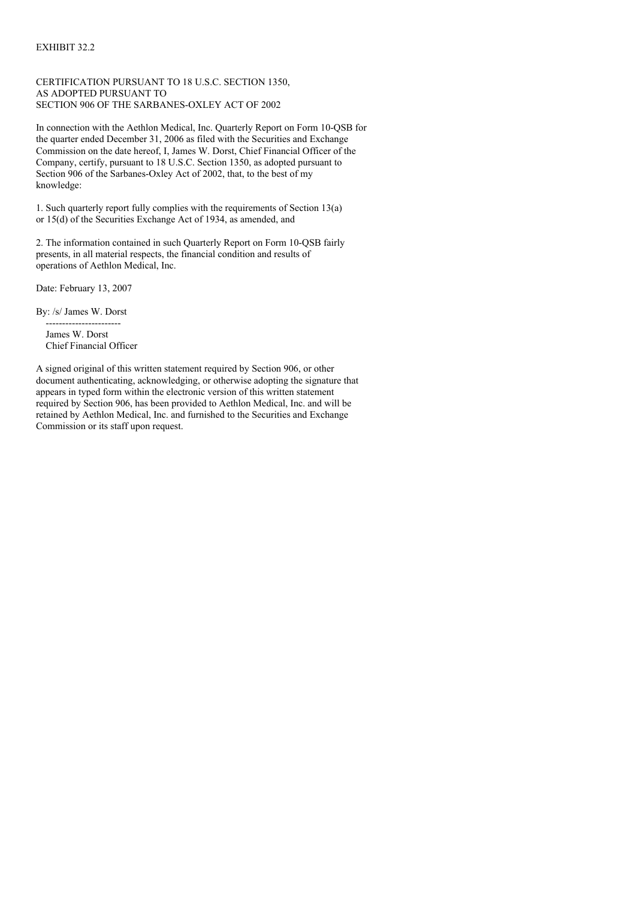EXHIBIT 32.2

CERTIFICATION PURSUANT TO 18 U.S.C. SECTION 1350,
AS ADOPTED PURSUANT TO
SECTION 906 OF THE SARBANES-OXLEY ACT OF 2002

In connection with the Aethlon Medical, Inc. Quarterly Report on Form 10-QSB for the quarter ended December 31, 2006 as filed with the Securities and Exchange Commission on the date hereof, I, James W. Dorst, Chief Financial Officer of the Company, certify, pursuant to 18 U.S.C. Section 1350, as adopted pursuant to Section 906 of the Sarbanes-Oxley Act of 2002, that, to the best of my knowledge:

1. Such quarterly report fully complies with the requirements of Section 13(a) or 15(d) of the Securities Exchange Act of 1934, as amended, and

2. The information contained in such Quarterly Report on Form 10-QSB fairly presents, in all material respects, the financial condition and results of operations of Aethlon Medical, Inc.

Date: February 13, 2007

By: /s/ James W. Dorst
-----------------------
James W. Dorst
Chief Financial Officer

A signed original of this written statement required by Section 906, or other document authenticating, acknowledging, or otherwise adopting the signature that appears in typed form within the electronic version of this written statement required by Section 906, has been provided to Aethlon Medical, Inc. and will be retained by Aethlon Medical, Inc. and furnished to the Securities and Exchange Commission or its staff upon request.